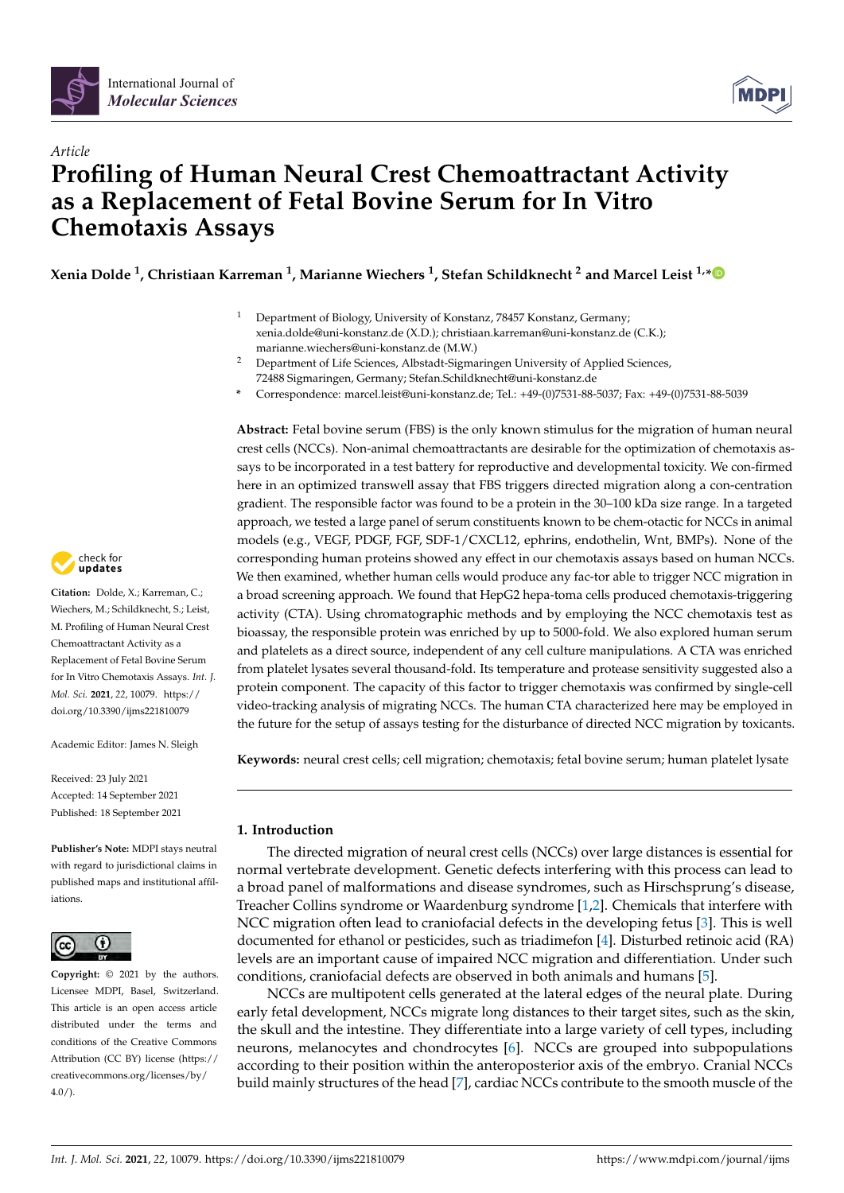*Article*

# Profiling of Human Neural Crest Chemoattractant Activity as a Replacement of Fetal Bovine Serum for In Vitro Chemotaxis Assays

**Xenia Dolde [1], Christiaan Karreman [1], Marianne Wiechers [1], Stefan Schildknecht [2] and Marcel Leist [1,*]**

[1] Department of Biology, University of Konstanz, 78457 Konstanz, Germany; xenia.dolde@uni-konstanz.de (X.D.); christiaan.karreman@uni-konstanz.de (C.K.); marianne.wiechers@uni-konstanz.de (M.W.)

[2] Department of Life Sciences, Albstadt-Sigmaringen University of Applied Sciences, 72488 Sigmaringen, Germany; Stefan.Schildknecht@uni-konstanz.de

\* Correspondence: marcel.leist@uni-konstanz.de; Tel.: +49-(0)7531-88-5037; Fax: +49-(0)7531-88-5039

**Abstract:** Fetal bovine serum (FBS) is the only known stimulus for the migration of human neural crest cells (NCCs). Non-animal chemoattractants are desirable for the optimization of chemotaxis assays to be incorporated in a test battery for reproductive and developmental toxicity. We con-firmed here in an optimized transwell assay that FBS triggers directed migration along a con-centration gradient. The responsible factor was found to be a protein in the 30–100 kDa size range. In a targeted approach, we tested a large panel of serum constituents known to be chem-otactic for NCCs in animal models (e.g., VEGF, PDGF, FGF, SDF-1/CXCL12, ephrins, endothelin, Wnt, BMPs). None of the corresponding human proteins showed any effect in our chemotaxis assays based on human NCCs. We then examined, whether human cells would produce any fac-tor able to trigger NCC migration in a broad screening approach. We found that HepG2 hepa-toma cells produced chemotaxis-triggering activity (CTA). Using chromatographic methods and by employing the NCC chemotaxis test as bioassay, the responsible protein was enriched by up to 5000-fold. We also explored human serum and platelets as a direct source, independent of any cell culture manipulations. A CTA was enriched from platelet lysates several thousand-fold. Its temperature and protease sensitivity suggested also a protein component. The capacity of this factor to trigger chemotaxis was confirmed by single-cell video-tracking analysis of migrating NCCs. The human CTA characterized here may be employed in the future for the setup of assays testing for the disturbance of directed NCC migration by toxicants.

**Keywords:** neural crest cells; cell migration; chemotaxis; fetal bovine serum; human platelet lysate

**Citation:** Dolde, X.; Karreman, C.; Wiechers, M.; Schildknecht, S.; Leist, M. Profiling of Human Neural Crest Chemoattractant Activity as a Replacement of Fetal Bovine Serum for In Vitro Chemotaxis Assays. *Int. J. Mol. Sci.* **2021**, *22*, 10079. https://doi.org/10.3390/ijms221810079

Academic Editor: James N. Sleigh

Received: 23 July 2021
Accepted: 14 September 2021
Published: 18 September 2021

**Publisher's Note:** MDPI stays neutral with regard to jurisdictional claims in published maps and institutional affiliations.

**Copyright:** © 2021 by the authors. Licensee MDPI, Basel, Switzerland. This article is an open access article distributed under the terms and conditions of the Creative Commons Attribution (CC BY) license (https://creativecommons.org/licenses/by/4.0/).

## 1. Introduction

The directed migration of neural crest cells (NCCs) over large distances is essential for normal vertebrate development. Genetic defects interfering with this process can lead to a broad panel of malformations and disease syndromes, such as Hirschsprung's disease, Treacher Collins syndrome or Waardenburg syndrome [1,2]. Chemicals that interfere with NCC migration often lead to craniofacial defects in the developing fetus [3]. This is well documented for ethanol or pesticides, such as triadimefon [4]. Disturbed retinoic acid (RA) levels are an important cause of impaired NCC migration and differentiation. Under such conditions, craniofacial defects are observed in both animals and humans [5].

NCCs are multipotent cells generated at the lateral edges of the neural plate. During early fetal development, NCCs migrate long distances to their target sites, such as the skin, the skull and the intestine. They differentiate into a large variety of cell types, including neurons, melanocytes and chondrocytes [6]. NCCs are grouped into subpopulations according to their position within the anteroposterior axis of the embryo. Cranial NCCs build mainly structures of the head [7], cardiac NCCs contribute to the smooth muscle of the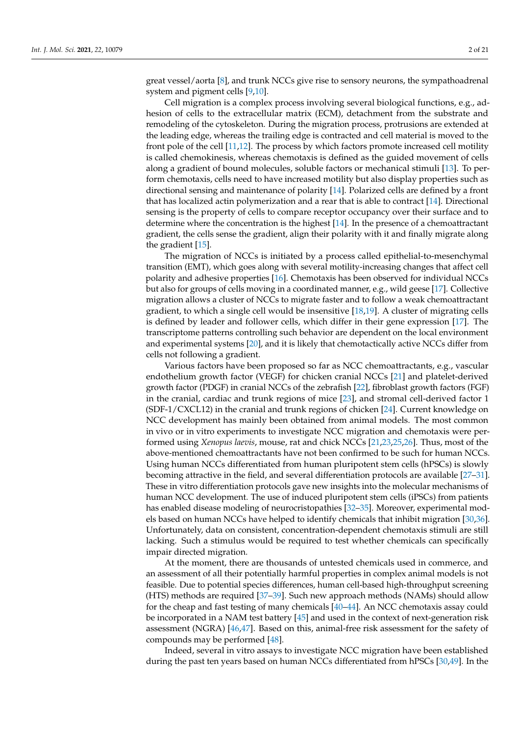great vessel/aorta [8], and trunk NCCs give rise to sensory neurons, the sympathoadrenal system and pigment cells [9,10].

Cell migration is a complex process involving several biological functions, e.g., adhesion of cells to the extracellular matrix (ECM), detachment from the substrate and remodeling of the cytoskeleton. During the migration process, protrusions are extended at the leading edge, whereas the trailing edge is contracted and cell material is moved to the front pole of the cell [11,12]. The process by which factors promote increased cell motility is called chemokinesis, whereas chemotaxis is defined as the guided movement of cells along a gradient of bound molecules, soluble factors or mechanical stimuli [13]. To perform chemotaxis, cells need to have increased motility but also display properties such as directional sensing and maintenance of polarity [14]. Polarized cells are defined by a front that has localized actin polymerization and a rear that is able to contract [14]. Directional sensing is the property of cells to compare receptor occupancy over their surface and to determine where the concentration is the highest [14]. In the presence of a chemoattractant gradient, the cells sense the gradient, align their polarity with it and finally migrate along the gradient [15].

The migration of NCCs is initiated by a process called epithelial-to-mesenchymal transition (EMT), which goes along with several motility-increasing changes that affect cell polarity and adhesive properties [16]. Chemotaxis has been observed for individual NCCs but also for groups of cells moving in a coordinated manner, e.g., wild geese [17]. Collective migration allows a cluster of NCCs to migrate faster and to follow a weak chemoattractant gradient, to which a single cell would be insensitive [18,19]. A cluster of migrating cells is defined by leader and follower cells, which differ in their gene expression [17]. The transcriptome patterns controlling such behavior are dependent on the local environment and experimental systems [20], and it is likely that chemotactically active NCCs differ from cells not following a gradient.

Various factors have been proposed so far as NCC chemoattractants, e.g., vascular endothelium growth factor (VEGF) for chicken cranial NCCs [21] and platelet-derived growth factor (PDGF) in cranial NCCs of the zebrafish [22], fibroblast growth factors (FGF) in the cranial, cardiac and trunk regions of mice [23], and stromal cell-derived factor 1 (SDF-1/CXCL12) in the cranial and trunk regions of chicken [24]. Current knowledge on NCC development has mainly been obtained from animal models. The most common in vivo or in vitro experiments to investigate NCC migration and chemotaxis were performed using *Xenopus laevis*, mouse, rat and chick NCCs [21,23,25,26]. Thus, most of the above-mentioned chemoattractants have not been confirmed to be such for human NCCs. Using human NCCs differentiated from human pluripotent stem cells (hPSCs) is slowly becoming attractive in the field, and several differentiation protocols are available [27–31]. These in vitro differentiation protocols gave new insights into the molecular mechanisms of human NCC development. The use of induced pluripotent stem cells (iPSCs) from patients has enabled disease modeling of neurocristopathies [32–35]. Moreover, experimental models based on human NCCs have helped to identify chemicals that inhibit migration [30,36]. Unfortunately, data on consistent, concentration-dependent chemotaxis stimuli are still lacking. Such a stimulus would be required to test whether chemicals can specifically impair directed migration.

At the moment, there are thousands of untested chemicals used in commerce, and an assessment of all their potentially harmful properties in complex animal models is not feasible. Due to potential species differences, human cell-based high-throughput screening (HTS) methods are required [37–39]. Such new approach methods (NAMs) should allow for the cheap and fast testing of many chemicals [40–44]. An NCC chemotaxis assay could be incorporated in a NAM test battery [45] and used in the context of next-generation risk assessment (NGRA) [46,47]. Based on this, animal-free risk assessment for the safety of compounds may be performed [48].

Indeed, several in vitro assays to investigate NCC migration have been established during the past ten years based on human NCCs differentiated from hPSCs [30,49]. In the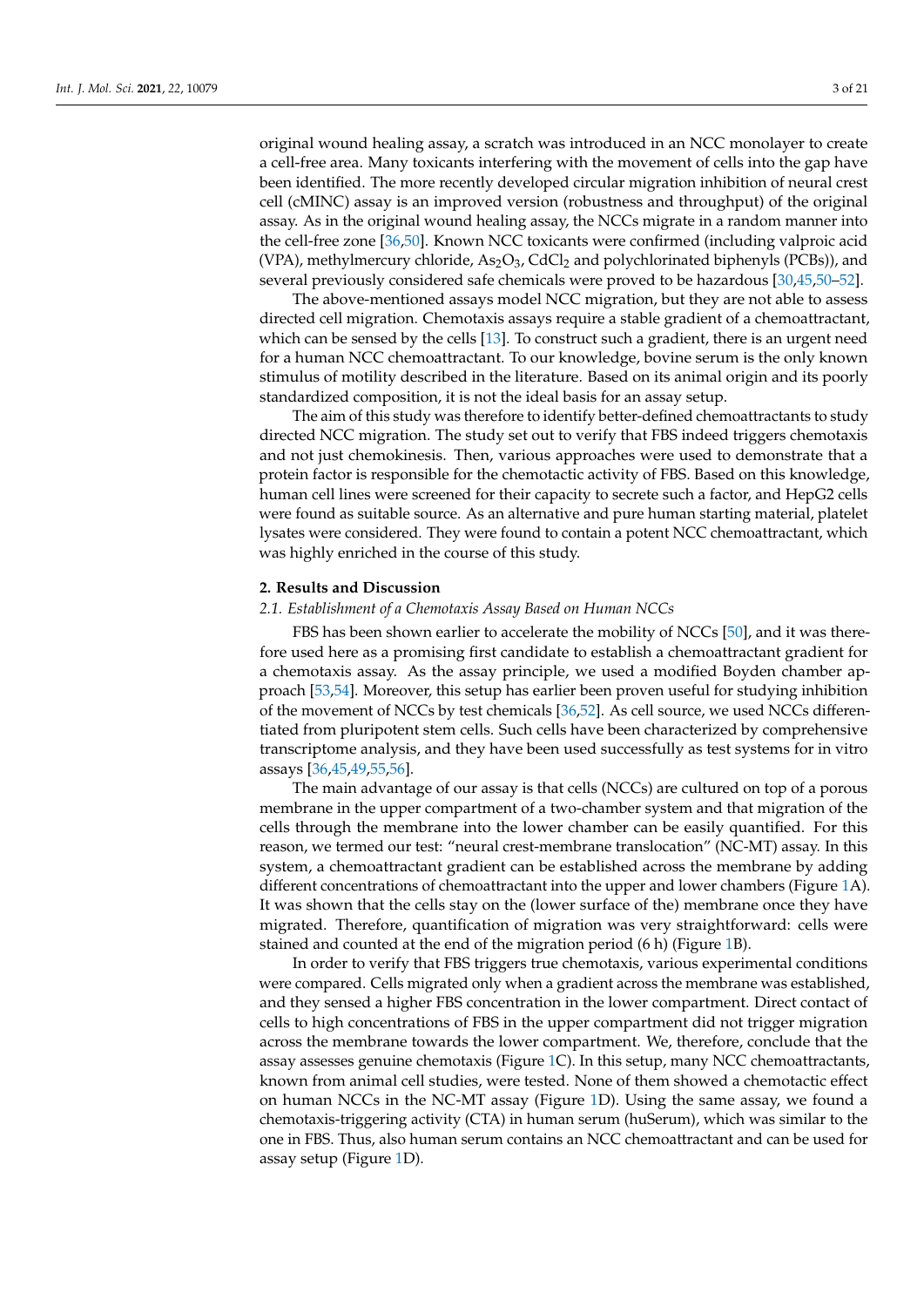original wound healing assay, a scratch was introduced in an NCC monolayer to create a cell-free area. Many toxicants interfering with the movement of cells into the gap have been identified. The more recently developed circular migration inhibition of neural crest cell (cMINC) assay is an improved version (robustness and throughput) of the original assay. As in the original wound healing assay, the NCCs migrate in a random manner into the cell-free zone [36,50]. Known NCC toxicants were confirmed (including valproic acid (VPA), methylmercury chloride, $As_2O_3$, $CdCl_2$ and polychlorinated biphenyls (PCBs)), and several previously considered safe chemicals were proved to be hazardous [30,45,50–52].

The above-mentioned assays model NCC migration, but they are not able to assess directed cell migration. Chemotaxis assays require a stable gradient of a chemoattractant, which can be sensed by the cells [13]. To construct such a gradient, there is an urgent need for a human NCC chemoattractant. To our knowledge, bovine serum is the only known stimulus of motility described in the literature. Based on its animal origin and its poorly standardized composition, it is not the ideal basis for an assay setup.

The aim of this study was therefore to identify better-defined chemoattractants to study directed NCC migration. The study set out to verify that FBS indeed triggers chemotaxis and not just chemokinesis. Then, various approaches were used to demonstrate that a protein factor is responsible for the chemotactic activity of FBS. Based on this knowledge, human cell lines were screened for their capacity to secrete such a factor, and HepG2 cells were found as suitable source. As an alternative and pure human starting material, platelet lysates were considered. They were found to contain a potent NCC chemoattractant, which was highly enriched in the course of this study.

## 2. Results and Discussion

### *2.1. Establishment of a Chemotaxis Assay Based on Human NCCs*

FBS has been shown earlier to accelerate the mobility of NCCs [50], and it was therefore used here as a promising first candidate to establish a chemoattractant gradient for a chemotaxis assay. As the assay principle, we used a modified Boyden chamber approach [53,54]. Moreover, this setup has earlier been proven useful for studying inhibition of the movement of NCCs by test chemicals [36,52]. As cell source, we used NCCs differentiated from pluripotent stem cells. Such cells have been characterized by comprehensive transcriptome analysis, and they have been used successfully as test systems for in vitro assays [36,45,49,55,56].

The main advantage of our assay is that cells (NCCs) are cultured on top of a porous membrane in the upper compartment of a two-chamber system and that migration of the cells through the membrane into the lower chamber can be easily quantified. For this reason, we termed our test: "neural crest-membrane translocation" (NC-MT) assay. In this system, a chemoattractant gradient can be established across the membrane by adding different concentrations of chemoattractant into the upper and lower chambers (Figure 1A). It was shown that the cells stay on the (lower surface of the) membrane once they have migrated. Therefore, quantification of migration was very straightforward: cells were stained and counted at the end of the migration period (6 h) (Figure 1B).

In order to verify that FBS triggers true chemotaxis, various experimental conditions were compared. Cells migrated only when a gradient across the membrane was established, and they sensed a higher FBS concentration in the lower compartment. Direct contact of cells to high concentrations of FBS in the upper compartment did not trigger migration across the membrane towards the lower compartment. We, therefore, conclude that the assay assesses genuine chemotaxis (Figure 1C). In this setup, many NCC chemoattractants, known from animal cell studies, were tested. None of them showed a chemotactic effect on human NCCs in the NC-MT assay (Figure 1D). Using the same assay, we found a chemotaxis-triggering activity (CTA) in human serum (huSerum), which was similar to the one in FBS. Thus, also human serum contains an NCC chemoattractant and can be used for assay setup (Figure 1D).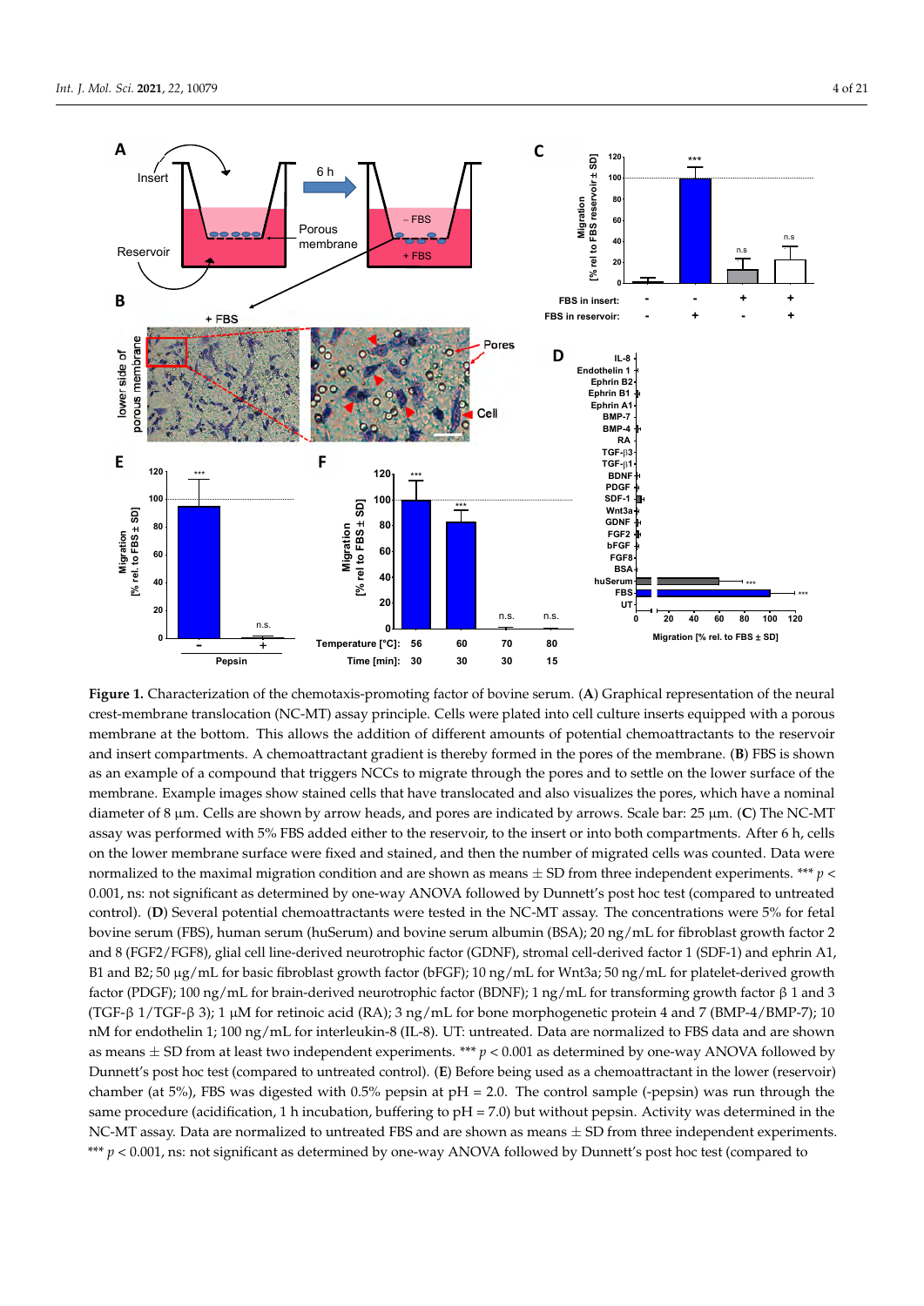**Figure 1.** Characterization of the chemotaxis-promoting factor of bovine serum. (**A**) Graphical representation of the neural crest-membrane translocation (NC-MT) assay principle. Cells were plated into cell culture inserts equipped with a porous membrane at the bottom. This allows the addition of different amounts of potential chemoattractants to the reservoir and insert compartments. A chemoattractant gradient is thereby formed in the pores of the membrane. (**B**) FBS is shown as an example of a compound that triggers NCCs to migrate through the pores and to settle on the lower surface of the membrane. Example images show stained cells that have translocated and also visualizes the pores, which have a nominal diameter of 8 µm. Cells are shown by arrow heads, and pores are indicated by arrows. Scale bar: 25 µm. (**C**) The NC-MT assay was performed with 5% FBS added either to the reservoir, to the insert or into both compartments. After 6 h, cells on the lower membrane surface were fixed and stained, and then the number of migrated cells was counted. Data were normalized to the maximal migration condition and are shown as means ± SD from three independent experiments. *** $p < 0.001$, ns: not significant as determined by one-way ANOVA followed by Dunnett's post hoc test (compared to untreated control). (**D**) Several potential chemoattractants were tested in the NC-MT assay. The concentrations were 5% for fetal bovine serum (FBS), human serum (huSerum) and bovine serum albumin (BSA); 20 ng/mL for fibroblast growth factor 2 and 8 (FGF2/FGF8), glial cell line-derived neurotrophic factor (GDNF), stromal cell-derived factor 1 (SDF-1) and ephrin A1, B1 and B2; 50 µg/mL for basic fibroblast growth factor (bFGF); 10 ng/mL for Wnt3a; 50 ng/mL for platelet-derived growth factor (PDGF); 100 ng/mL for brain-derived neurotrophic factor (BDNF); 1 ng/mL for transforming growth factor β 1 and 3 (TGF-β 1/TGF-β 3); 1 µM for retinoic acid (RA); 3 ng/mL for bone morphogenetic protein 4 and 7 (BMP-4/BMP-7); 10 nM for endothelin 1; 100 ng/mL for interleukin-8 (IL-8). UT: untreated. Data are normalized to FBS data and are shown as means ± SD from at least two independent experiments. *** $p < 0.001$ as determined by one-way ANOVA followed by Dunnett's post hoc test (compared to untreated control). (**E**) Before being used as a chemoattractant in the lower (reservoir) chamber (at 5%), FBS was digested with 0.5% pepsin at pH = 2.0. The control sample (-pepsin) was run through the same procedure (acidification, 1 h incubation, buffering to pH = 7.0) but without pepsin. Activity was determined in the NC-MT assay. Data are normalized to untreated FBS and are shown as means ± SD from three independent experiments. *** $p < 0.001$, ns: not significant as determined by one-way ANOVA followed by Dunnett's post hoc test (compared to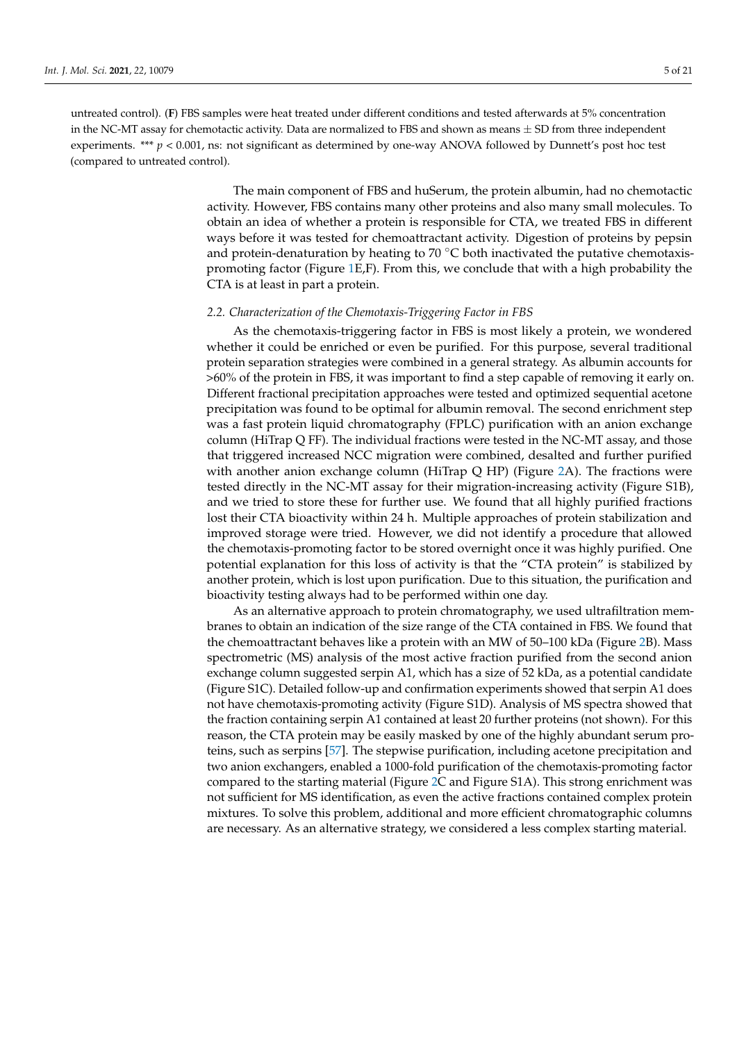untreated control). (**F**) FBS samples were heat treated under different conditions and tested afterwards at 5% concentration in the NC-MT assay for chemotactic activity. Data are normalized to FBS and shown as means ± SD from three independent experiments. *** $p < 0.001$, ns: not significant as determined by one-way ANOVA followed by Dunnett's post hoc test (compared to untreated control).

The main component of FBS and huSerum, the protein albumin, had no chemotactic activity. However, FBS contains many other proteins and also many small molecules. To obtain an idea of whether a protein is responsible for CTA, we treated FBS in different ways before it was tested for chemoattractant activity. Digestion of proteins by pepsin and protein-denaturation by heating to 70 °C both inactivated the putative chemotaxis-promoting factor (Figure 1E,F). From this, we conclude that with a high probability the CTA is at least in part a protein.

### *2.2. Characterization of the Chemotaxis-Triggering Factor in FBS*

As the chemotaxis-triggering factor in FBS is most likely a protein, we wondered whether it could be enriched or even be purified. For this purpose, several traditional protein separation strategies were combined in a general strategy. As albumin accounts for >60% of the protein in FBS, it was important to find a step capable of removing it early on. Different fractional precipitation approaches were tested and optimized sequential acetone precipitation was found to be optimal for albumin removal. The second enrichment step was a fast protein liquid chromatography (FPLC) purification with an anion exchange column (HiTrap Q FF). The individual fractions were tested in the NC-MT assay, and those that triggered increased NCC migration were combined, desalted and further purified with another anion exchange column (HiTrap Q HP) (Figure 2A). The fractions were tested directly in the NC-MT assay for their migration-increasing activity (Figure S1B), and we tried to store these for further use. We found that all highly purified fractions lost their CTA bioactivity within 24 h. Multiple approaches of protein stabilization and improved storage were tried. However, we did not identify a procedure that allowed the chemotaxis-promoting factor to be stored overnight once it was highly purified. One potential explanation for this loss of activity is that the "CTA protein" is stabilized by another protein, which is lost upon purification. Due to this situation, the purification and bioactivity testing always had to be performed within one day.

As an alternative approach to protein chromatography, we used ultrafiltration membranes to obtain an indication of the size range of the CTA contained in FBS. We found that the chemoattractant behaves like a protein with an MW of 50–100 kDa (Figure 2B). Mass spectrometric (MS) analysis of the most active fraction purified from the second anion exchange column suggested serpin A1, which has a size of 52 kDa, as a potential candidate (Figure S1C). Detailed follow-up and confirmation experiments showed that serpin A1 does not have chemotaxis-promoting activity (Figure S1D). Analysis of MS spectra showed that the fraction containing serpin A1 contained at least 20 further proteins (not shown). For this reason, the CTA protein may be easily masked by one of the highly abundant serum proteins, such as serpins [57]. The stepwise purification, including acetone precipitation and two anion exchangers, enabled a 1000-fold purification of the chemotaxis-promoting factor compared to the starting material (Figure 2C and Figure S1A). This strong enrichment was not sufficient for MS identification, as even the active fractions contained complex protein mixtures. To solve this problem, additional and more efficient chromatographic columns are necessary. As an alternative strategy, we considered a less complex starting material.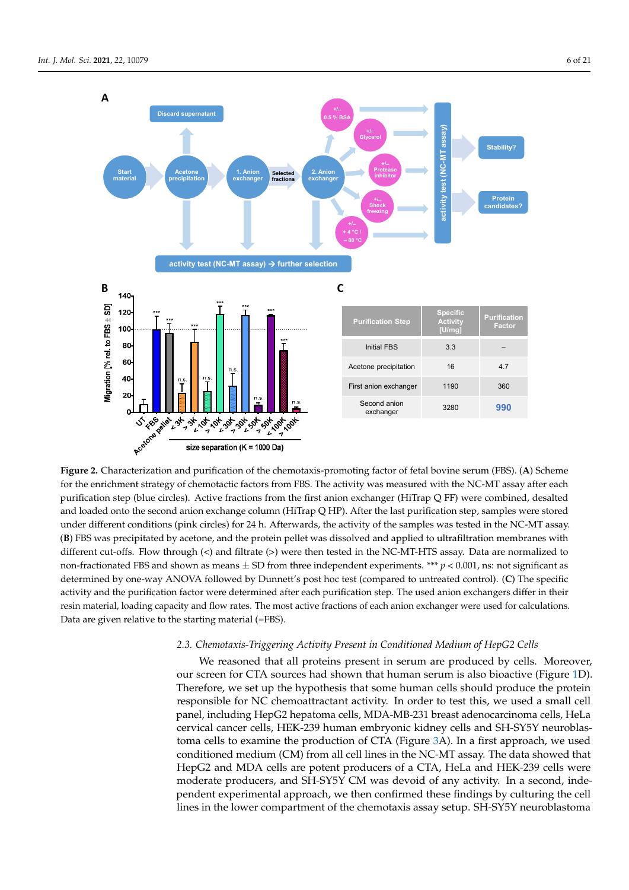**Figure 2.** Characterization and purification of the chemotaxis-promoting factor of fetal bovine serum (FBS). (**A**) Scheme for the enrichment strategy of chemotactic factors from FBS. The activity was measured with the NC-MT assay after each purification step (blue circles). Active fractions from the first anion exchanger (HiTrap Q FF) were combined, desalted and loaded onto the second anion exchange column (HiTrap Q HP). After the last purification step, samples were stored under different conditions (pink circles) for 24 h. Afterwards, the activity of the samples was tested in the NC-MT assay. (**B**) FBS was precipitated by acetone, and the protein pellet was dissolved and applied to ultrafiltration membranes with different cut-offs. Flow through (<) and filtrate (>) were then tested in the NC-MT-HTS assay. Data are normalized to non-fractionated FBS and shown as means ± SD from three independent experiments. *** $p < 0.001$, ns: not significant as determined by one-way ANOVA followed by Dunnett's post hoc test (compared to untreated control). (**C**) The specific activity and the purification factor were determined after each purification step. The used anion exchangers differ in their resin material, loading capacity and flow rates. The most active fractions of each anion exchanger were used for calculations. Data are given relative to the starting material (=FBS).

| Purification Step | Specific Activity [U/mg] | Purification Factor |
|---|---|---|
| Initial FBS | 3.3 | – |
| Acetone precipitation | 16 | 4.7 |
| First anion exchanger | 1190 | 360 |
| Second anion exchanger | 3280 | 990 |

### 2.3. *Chemotaxis-Triggering Activity Present in Conditioned Medium of HepG2 Cells*

We reasoned that all proteins present in serum are produced by cells. Moreover, our screen for CTA sources had shown that human serum is also bioactive (Figure 1D). Therefore, we set up the hypothesis that some human cells should produce the protein responsible for NC chemoattractant activity. In order to test this, we used a small cell panel, including HepG2 hepatoma cells, MDA-MB-231 breast adenocarcinoma cells, HeLa cervical cancer cells, HEK-239 human embryonic kidney cells and SH-SY5Y neuroblastoma cells to examine the production of CTA (Figure 3A). In a first approach, we used conditioned medium (CM) from all cell lines in the NC-MT assay. The data showed that HepG2 and MDA cells are potent producers of a CTA, HeLa and HEK-239 cells were moderate producers, and SH-SY5Y CM was devoid of any activity. In a second, independent experimental approach, we then confirmed these findings by culturing the cell lines in the lower compartment of the chemotaxis assay setup. SH-SY5Y neuroblastoma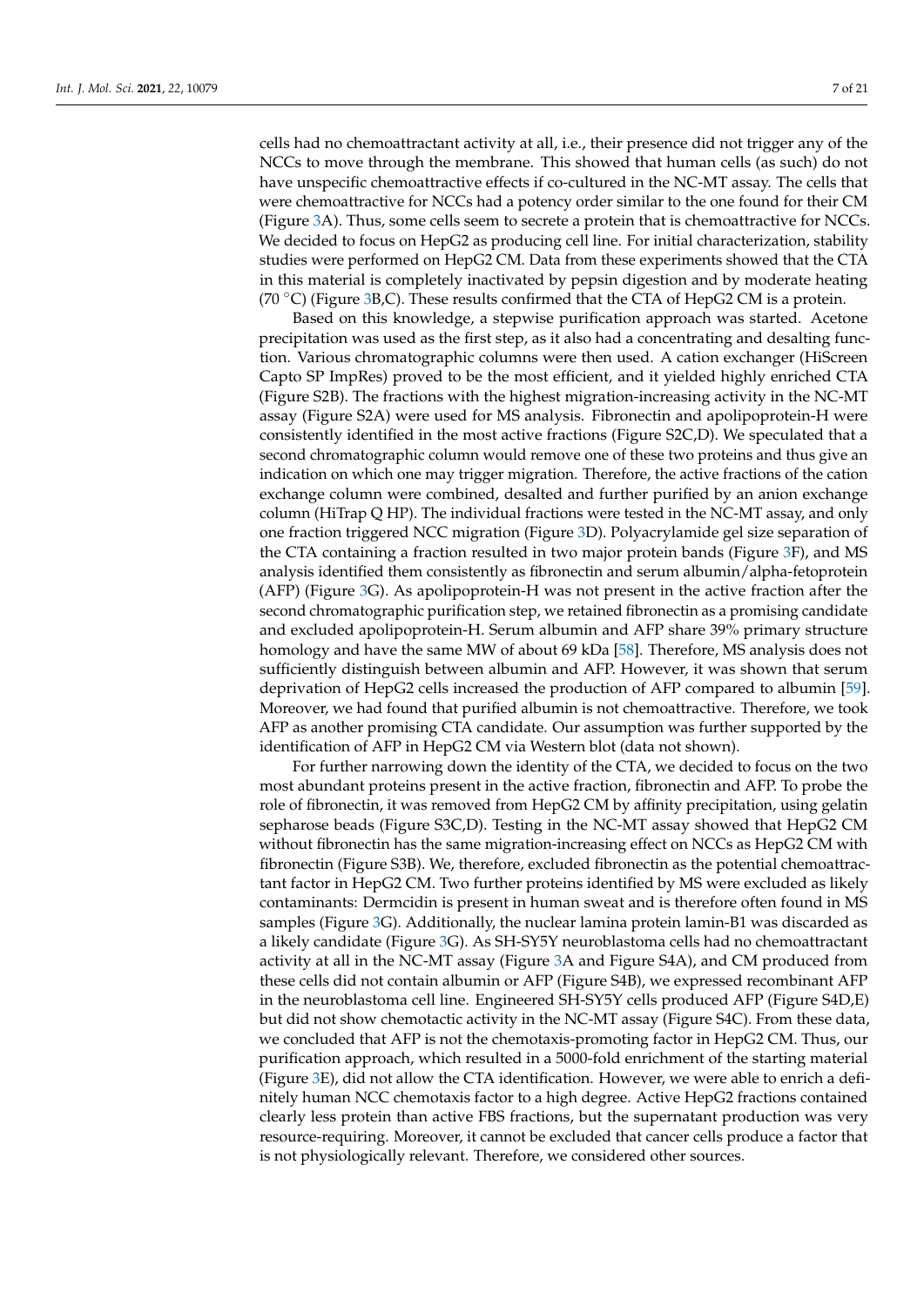cells had no chemoattractant activity at all, i.e., their presence did not trigger any of the NCCs to move through the membrane. This showed that human cells (as such) do not have unspecific chemoattractive effects if co-cultured in the NC-MT assay. The cells that were chemoattractive for NCCs had a potency order similar to the one found for their CM (Figure 3A). Thus, some cells seem to secrete a protein that is chemoattractive for NCCs. We decided to focus on HepG2 as producing cell line. For initial characterization, stability studies were performed on HepG2 CM. Data from these experiments showed that the CTA in this material is completely inactivated by pepsin digestion and by moderate heating (70 °C) (Figure 3B,C). These results confirmed that the CTA of HepG2 CM is a protein.

Based on this knowledge, a stepwise purification approach was started. Acetone precipitation was used as the first step, as it also had a concentrating and desalting function. Various chromatographic columns were then used. A cation exchanger (HiScreen Capto SP ImpRes) proved to be the most efficient, and it yielded highly enriched CTA (Figure S2B). The fractions with the highest migration-increasing activity in the NC-MT assay (Figure S2A) were used for MS analysis. Fibronectin and apolipoprotein-H were consistently identified in the most active fractions (Figure S2C,D). We speculated that a second chromatographic column would remove one of these two proteins and thus give an indication on which one may trigger migration. Therefore, the active fractions of the cation exchange column were combined, desalted and further purified by an anion exchange column (HiTrap Q HP). The individual fractions were tested in the NC-MT assay, and only one fraction triggered NCC migration (Figure 3D). Polyacrylamide gel size separation of the CTA containing a fraction resulted in two major protein bands (Figure 3F), and MS analysis identified them consistently as fibronectin and serum albumin/alpha-fetoprotein (AFP) (Figure 3G). As apolipoprotein-H was not present in the active fraction after the second chromatographic purification step, we retained fibronectin as a promising candidate and excluded apolipoprotein-H. Serum albumin and AFP share 39% primary structure homology and have the same MW of about 69 kDa [58]. Therefore, MS analysis does not sufficiently distinguish between albumin and AFP. However, it was shown that serum deprivation of HepG2 cells increased the production of AFP compared to albumin [59]. Moreover, we had found that purified albumin is not chemoattractive. Therefore, we took AFP as another promising CTA candidate. Our assumption was further supported by the identification of AFP in HepG2 CM via Western blot (data not shown).

For further narrowing down the identity of the CTA, we decided to focus on the two most abundant proteins present in the active fraction, fibronectin and AFP. To probe the role of fibronectin, it was removed from HepG2 CM by affinity precipitation, using gelatin sepharose beads (Figure S3C,D). Testing in the NC-MT assay showed that HepG2 CM without fibronectin has the same migration-increasing effect on NCCs as HepG2 CM with fibronectin (Figure S3B). We, therefore, excluded fibronectin as the potential chemoattractant factor in HepG2 CM. Two further proteins identified by MS were excluded as likely contaminants: Dermcidin is present in human sweat and is therefore often found in MS samples (Figure 3G). Additionally, the nuclear lamina protein lamin-B1 was discarded as a likely candidate (Figure 3G). As SH-SY5Y neuroblastoma cells had no chemoattractant activity at all in the NC-MT assay (Figure 3A and Figure S4A), and CM produced from these cells did not contain albumin or AFP (Figure S4B), we expressed recombinant AFP in the neuroblastoma cell line. Engineered SH-SY5Y cells produced AFP (Figure S4D,E) but did not show chemotactic activity in the NC-MT assay (Figure S4C). From these data, we concluded that AFP is not the chemotaxis-promoting factor in HepG2 CM. Thus, our purification approach, which resulted in a 5000-fold enrichment of the starting material (Figure 3E), did not allow the CTA identification. However, we were able to enrich a definitely human NCC chemotaxis factor to a high degree. Active HepG2 fractions contained clearly less protein than active FBS fractions, but the supernatant production was very resource-requiring. Moreover, it cannot be excluded that cancer cells produce a factor that is not physiologically relevant. Therefore, we considered other sources.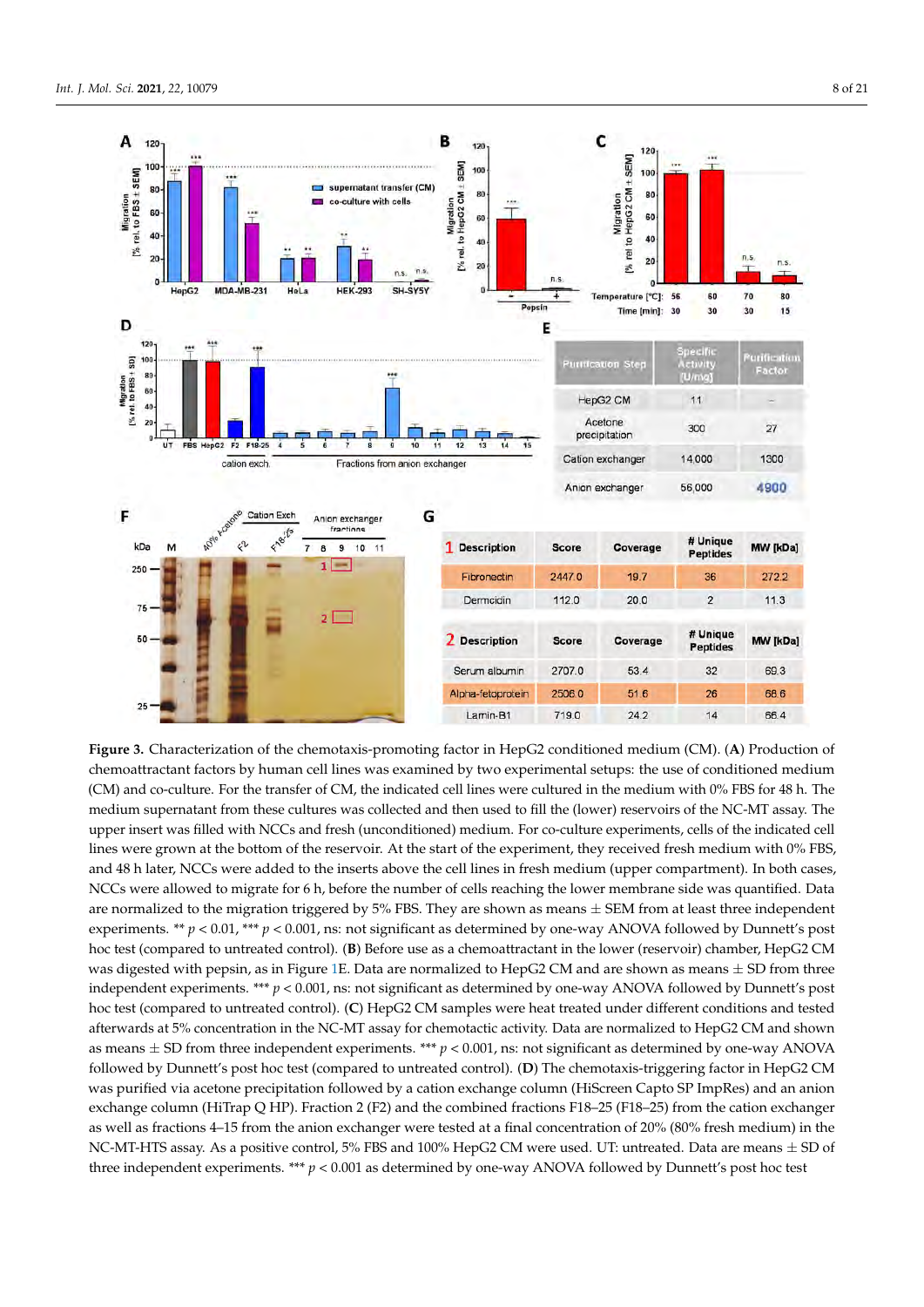**Figure 3.** Characterization of the chemotaxis-promoting factor in HepG2 conditioned medium (CM). (**A**) Production of chemoattractant factors by human cell lines was examined by two experimental setups: the use of conditioned medium (CM) and co-culture. For the transfer of CM, the indicated cell lines were cultured in the medium with 0% FBS for 48 h. The medium supernatant from these cultures was collected and then used to fill the (lower) reservoirs of the NC-MT assay. The upper insert was filled with NCCs and fresh (unconditioned) medium. For co-culture experiments, cells of the indicated cell lines were grown at the bottom of the reservoir. At the start of the experiment, they received fresh medium with 0% FBS, and 48 h later, NCCs were added to the inserts above the cell lines in fresh medium (upper compartment). In both cases, NCCs were allowed to migrate for 6 h, before the number of cells reaching the lower membrane side was quantified. Data are normalized to the migration triggered by 5% FBS. They are shown as means ± SEM from at least three independent experiments. ** $p < 0.01$, *** $p < 0.001$, ns: not significant as determined by one-way ANOVA followed by Dunnett's post hoc test (compared to untreated control). (**B**) Before use as a chemoattractant in the lower (reservoir) chamber, HepG2 CM was digested with pepsin, as in Figure 1E. Data are normalized to HepG2 CM and are shown as means ± SD from three independent experiments. *** $p < 0.001$, ns: not significant as determined by one-way ANOVA followed by Dunnett's post hoc test (compared to untreated control). (**C**) HepG2 CM samples were heat treated under different conditions and tested afterwards at 5% concentration in the NC-MT assay for chemotactic activity. Data are normalized to HepG2 CM and shown as means ± SD from three independent experiments. *** $p < 0.001$, ns: not significant as determined by one-way ANOVA followed by Dunnett's post hoc test (compared to untreated control). (**D**) The chemotaxis-triggering factor in HepG2 CM was purified via acetone precipitation followed by a cation exchange column (HiScreen Capto SP ImpRes) and an anion exchange column (HiTrap Q HP). Fraction 2 (F2) and the combined fractions F18–25 (F18–25) from the cation exchanger as well as fractions 4–15 from the anion exchanger were tested at a final concentration of 20% (80% fresh medium) in the NC-MT-HTS assay. As a positive control, 5% FBS and 100% HepG2 CM were used. UT: untreated. Data are means ± SD of three independent experiments. *** $p < 0.001$ as determined by one-way ANOVA followed by Dunnett's post hoc test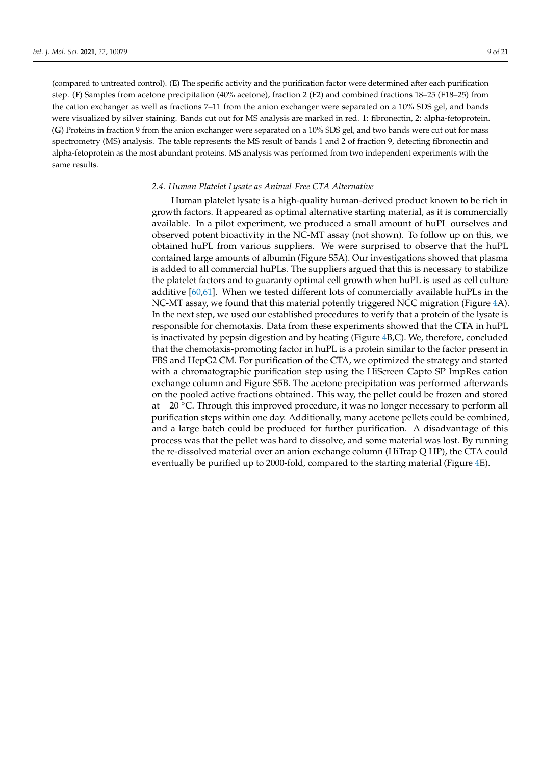(compared to untreated control). (**E**) The specific activity and the purification factor were determined after each purification step. (**F**) Samples from acetone precipitation (40% acetone), fraction 2 (F2) and combined fractions 18–25 (F18–25) from the cation exchanger as well as fractions 7–11 from the anion exchanger were separated on a 10% SDS gel, and bands were visualized by silver staining. Bands cut out for MS analysis are marked in red. 1: fibronectin, 2: alpha-fetoprotein. (**G**) Proteins in fraction 9 from the anion exchanger were separated on a 10% SDS gel, and two bands were cut out for mass spectrometry (MS) analysis. The table represents the MS result of bands 1 and 2 of fraction 9, detecting fibronectin and alpha-fetoprotein as the most abundant proteins. MS analysis was performed from two independent experiments with the same results.

### *2.4. Human Platelet Lysate as Animal-Free CTA Alternative*

Human platelet lysate is a high-quality human-derived product known to be rich in growth factors. It appeared as optimal alternative starting material, as it is commercially available. In a pilot experiment, we produced a small amount of huPL ourselves and observed potent bioactivity in the NC-MT assay (not shown). To follow up on this, we obtained huPL from various suppliers. We were surprised to observe that the huPL contained large amounts of albumin (Figure S5A). Our investigations showed that plasma is added to all commercial huPLs. The suppliers argued that this is necessary to stabilize the platelet factors and to guaranty optimal cell growth when huPL is used as cell culture additive [60,61]. When we tested different lots of commercially available huPLs in the NC-MT assay, we found that this material potently triggered NCC migration (Figure 4A). In the next step, we used our established procedures to verify that a protein of the lysate is responsible for chemotaxis. Data from these experiments showed that the CTA in huPL is inactivated by pepsin digestion and by heating (Figure 4B,C). We, therefore, concluded that the chemotaxis-promoting factor in huPL is a protein similar to the factor present in FBS and HepG2 CM. For purification of the CTA, we optimized the strategy and started with a chromatographic purification step using the HiScreen Capto SP ImpRes cation exchange column and Figure S5B. The acetone precipitation was performed afterwards on the pooled active fractions obtained. This way, the pellet could be frozen and stored at −20 °C. Through this improved procedure, it was no longer necessary to perform all purification steps within one day. Additionally, many acetone pellets could be combined, and a large batch could be produced for further purification. A disadvantage of this process was that the pellet was hard to dissolve, and some material was lost. By running the re-dissolved material over an anion exchange column (HiTrap Q HP), the CTA could eventually be purified up to 2000-fold, compared to the starting material (Figure 4E).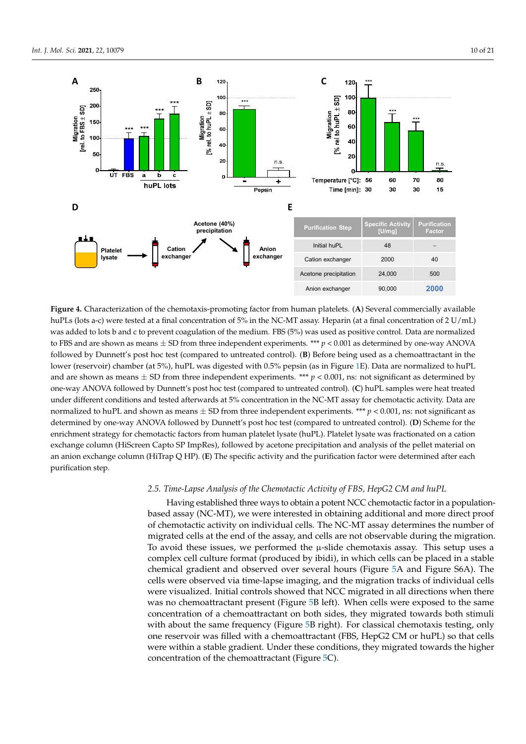| Purification Step | Specific Activity [U/mg] | Purification Factor |
|---|---|---|
| Initial huPL | 48 | – |
| Cation exchanger | 2000 | 40 |
| Acetone precipitation | 24,000 | 500 |
| Anion exchanger | 90,000 | **2000** |

**Figure 4.** Characterization of the chemotaxis-promoting factor from human platelets. (**A**) Several commercially available huPLs (lots a-c) were tested at a final concentration of 5% in the NC-MT assay. Heparin (at a final concentration of 2 U/mL) was added to lots b and c to prevent coagulation of the medium. FBS (5%) was used as positive control. Data are normalized to FBS and are shown as means ± SD from three independent experiments. *** $p < 0.001$ as determined by one-way ANOVA followed by Dunnett's post hoc test (compared to untreated control). (**B**) Before being used as a chemoattractant in the lower (reservoir) chamber (at 5%), huPL was digested with 0.5% pepsin (as in Figure 1E). Data are normalized to huPL and are shown as means ± SD from three independent experiments. *** $p < 0.001$, ns: not significant as determined by one-way ANOVA followed by Dunnett's post hoc test (compared to untreated control). (**C**) huPL samples were heat treated under different conditions and tested afterwards at 5% concentration in the NC-MT assay for chemotactic activity. Data are normalized to huPL and shown as means ± SD from three independent experiments. *** $p < 0.001$, ns: not significant as determined by one-way ANOVA followed by Dunnett's post hoc test (compared to untreated control). (**D**) Scheme for the enrichment strategy for chemotactic factors from human platelet lysate (huPL). Platelet lysate was fractionated on a cation exchange column (HiScreen Capto SP ImpRes), followed by acetone precipitation and analysis of the pellet material on an anion exchange column (HiTrap Q HP). (**E**) The specific activity and the purification factor were determined after each purification step.

### 2.5. Time-Lapse Analysis of the Chemotactic Activity of FBS, HepG2 CM and huPL

Having established three ways to obtain a potent NCC chemotactic factor in a population-based assay (NC-MT), we were interested in obtaining additional and more direct proof of chemotactic activity on individual cells. The NC-MT assay determines the number of migrated cells at the end of the assay, and cells are not observable during the migration. To avoid these issues, we performed the μ-slide chemotaxis assay. This setup uses a complex cell culture format (produced by ibidi), in which cells can be placed in a stable chemical gradient and observed over several hours (Figure 5A and Figure S6A). The cells were observed via time-lapse imaging, and the migration tracks of individual cells were visualized. Initial controls showed that NCC migrated in all directions when there was no chemoattractant present (Figure 5B left). When cells were exposed to the same concentration of a chemoattractant on both sides, they migrated towards both stimuli with about the same frequency (Figure 5B right). For classical chemotaxis testing, only one reservoir was filled with a chemoattractant (FBS, HepG2 CM or huPL) so that cells were within a stable gradient. Under these conditions, they migrated towards the higher concentration of the chemoattractant (Figure 5C).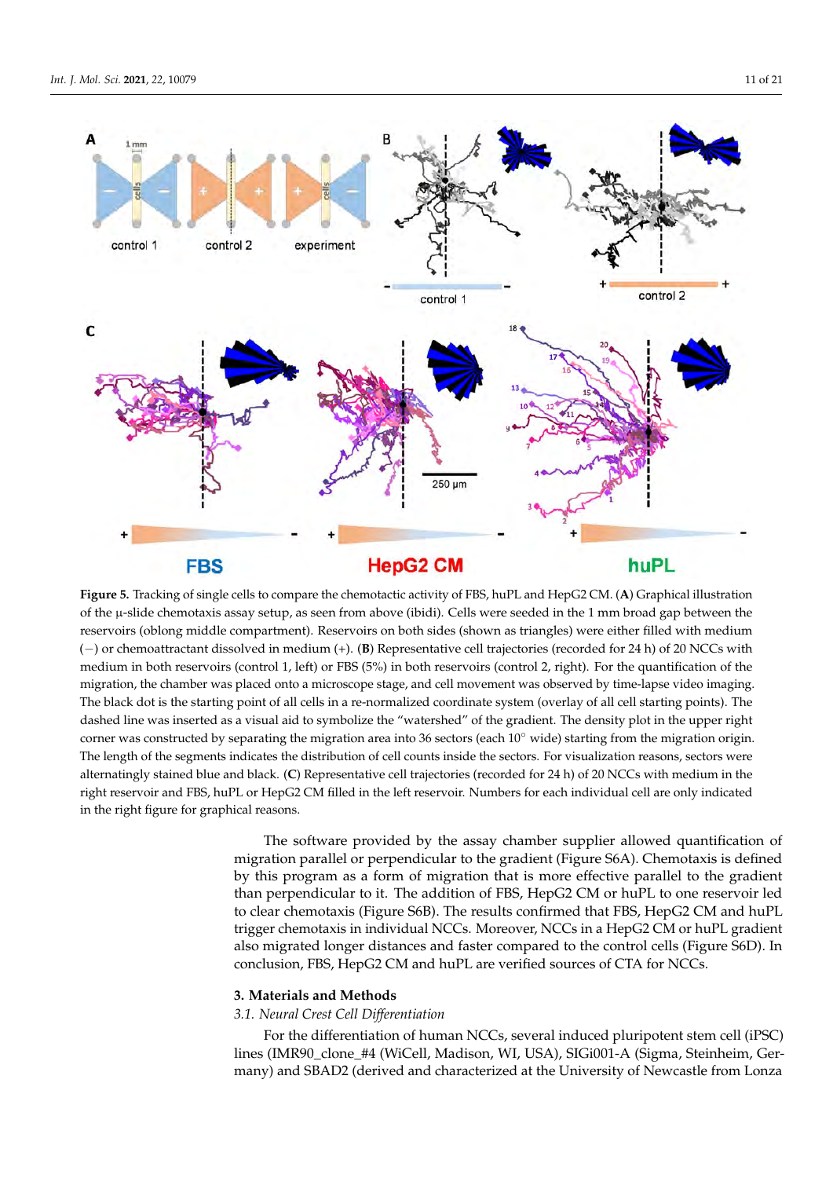**Figure 5.** Tracking of single cells to compare the chemotactic activity of FBS, huPL and HepG2 CM. (**A**) Graphical illustration of the µ-slide chemotaxis assay setup, as seen from above (ibidi). Cells were seeded in the 1 mm broad gap between the reservoirs (oblong middle compartment). Reservoirs on both sides (shown as triangles) were either filled with medium (−) or chemoattractant dissolved in medium (+). (**B**) Representative cell trajectories (recorded for 24 h) of 20 NCCs with medium in both reservoirs (control 1, left) or FBS (5%) in both reservoirs (control 2, right). For the quantification of the migration, the chamber was placed onto a microscope stage, and cell movement was observed by time-lapse video imaging. The black dot is the starting point of all cells in a re-normalized coordinate system (overlay of all cell starting points). The dashed line was inserted as a visual aid to symbolize the "watershed" of the gradient. The density plot in the upper right corner was constructed by separating the migration area into 36 sectors (each 10° wide) starting from the migration origin. The length of the segments indicates the distribution of cell counts inside the sectors. For visualization reasons, sectors were alternatingly stained blue and black. (**C**) Representative cell trajectories (recorded for 24 h) of 20 NCCs with medium in the right reservoir and FBS, huPL or HepG2 CM filled in the left reservoir. Numbers for each individual cell are only indicated in the right figure for graphical reasons.

The software provided by the assay chamber supplier allowed quantification of migration parallel or perpendicular to the gradient (Figure S6A). Chemotaxis is defined by this program as a form of migration that is more effective parallel to the gradient than perpendicular to it. The addition of FBS, HepG2 CM or huPL to one reservoir led to clear chemotaxis (Figure S6B). The results confirmed that FBS, HepG2 CM and huPL trigger chemotaxis in individual NCCs. Moreover, NCCs in a HepG2 CM or huPL gradient also migrated longer distances and faster compared to the control cells (Figure S6D). In conclusion, FBS, HepG2 CM and huPL are verified sources of CTA for NCCs.

## 3. Materials and Methods

### *3.1. Neural Crest Cell Differentiation*

For the differentiation of human NCCs, several induced pluripotent stem cell (iPSC) lines (IMR90_clone_#4 (WiCell, Madison, WI, USA), SIGi001-A (Sigma, Steinheim, Germany) and SBAD2 (derived and characterized at the University of Newcastle from Lonza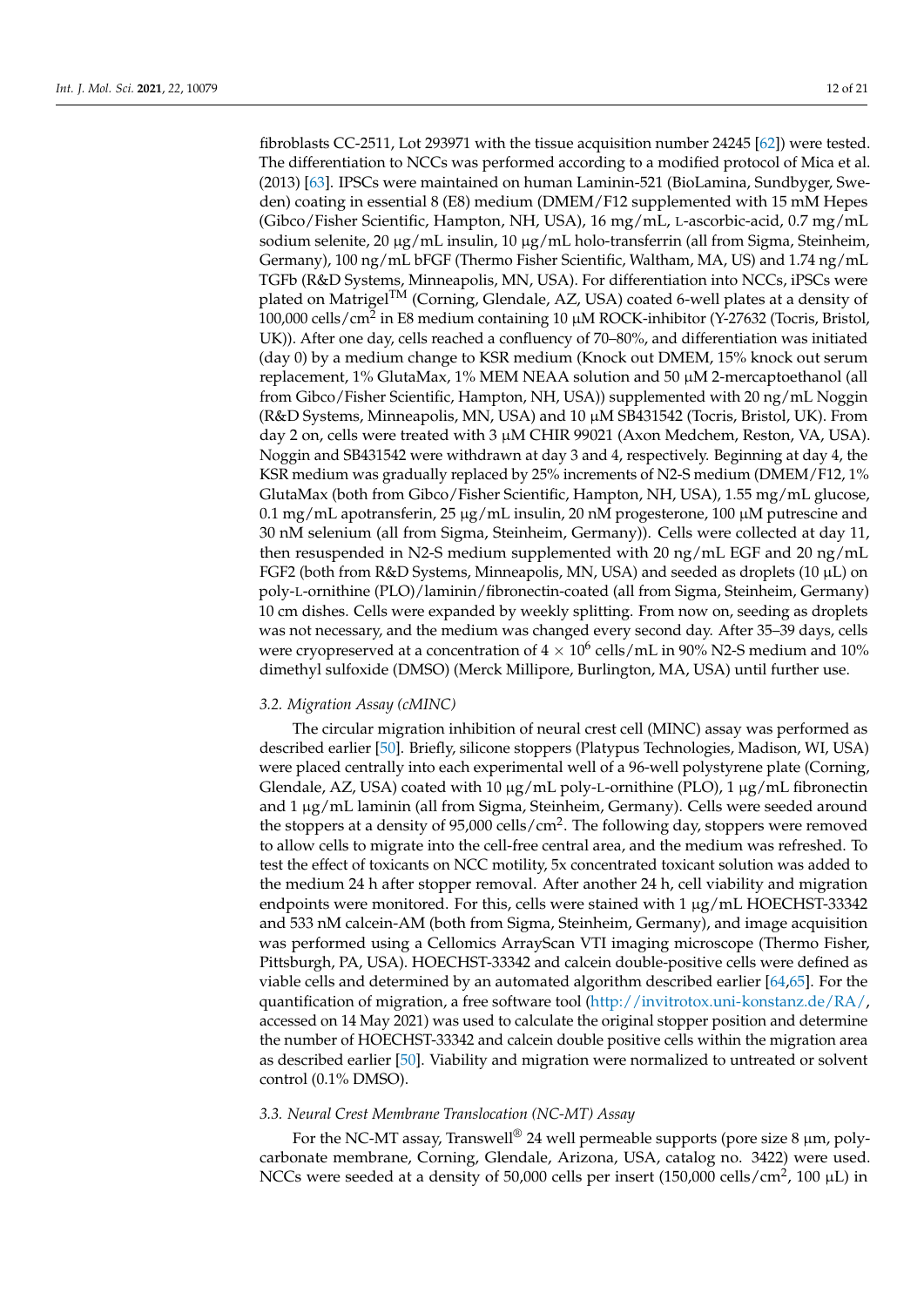fibroblasts CC-2511, Lot 293971 with the tissue acquisition number 24245 [62]) were tested. The differentiation to NCCs was performed according to a modified protocol of Mica et al. (2013) [63]. IPSCs were maintained on human Laminin-521 (BioLamina, Sundbyger, Sweden) coating in essential 8 (E8) medium (DMEM/F12 supplemented with 15 mM Hepes (Gibco/Fisher Scientific, Hampton, NH, USA), 16 mg/mL, L-ascorbic-acid, 0.7 mg/mL sodium selenite, 20 μg/mL insulin, 10 μg/mL holo-transferrin (all from Sigma, Steinheim, Germany), 100 ng/mL bFGF (Thermo Fisher Scientific, Waltham, MA, US) and 1.74 ng/mL TGFb (R&D Systems, Minneapolis, MN, USA). For differentiation into NCCs, iPSCs were plated on Matrigel™ (Corning, Glendale, AZ, USA) coated 6-well plates at a density of 100,000 cells/cm$^2$ in E8 medium containing 10 μM ROCK-inhibitor (Y-27632 (Tocris, Bristol, UK)). After one day, cells reached a confluency of 70–80%, and differentiation was initiated (day 0) by a medium change to KSR medium (Knock out DMEM, 15% knock out serum replacement, 1% GlutaMax, 1% MEM NEAA solution and 50 μM 2-mercaptoethanol (all from Gibco/Fisher Scientific, Hampton, NH, USA)) supplemented with 20 ng/mL Noggin (R&D Systems, Minneapolis, MN, USA) and 10 μM SB431542 (Tocris, Bristol, UK). From day 2 on, cells were treated with 3 μM CHIR 99021 (Axon Medchem, Reston, VA, USA). Noggin and SB431542 were withdrawn at day 3 and 4, respectively. Beginning at day 4, the KSR medium was gradually replaced by 25% increments of N2-S medium (DMEM/F12, 1% GlutaMax (both from Gibco/Fisher Scientific, Hampton, NH, USA), 1.55 mg/mL glucose, 0.1 mg/mL apotransferrin, 25 μg/mL insulin, 20 nM progesterone, 100 μM putrescine and 30 nM selenium (all from Sigma, Steinheim, Germany)). Cells were collected at day 11, then resuspended in N2-S medium supplemented with 20 ng/mL EGF and 20 ng/mL FGF2 (both from R&D Systems, Minneapolis, MN, USA) and seeded as droplets (10 μL) on poly-L-ornithine (PLO)/laminin/fibronectin-coated (all from Sigma, Steinheim, Germany) 10 cm dishes. Cells were expanded by weekly splitting. From now on, seeding as droplets was not necessary, and the medium was changed every second day. After 35–39 days, cells were cryopreserved at a concentration of $4 \times 10^6$ cells/mL in 90% N2-S medium and 10% dimethyl sulfoxide (DMSO) (Merck Millipore, Burlington, MA, USA) until further use.

### 3.2. Migration Assay (cMINC)

The circular migration inhibition of neural crest cell (MINC) assay was performed as described earlier [50]. Briefly, silicone stoppers (Platypus Technologies, Madison, WI, USA) were placed centrally into each experimental well of a 96-well polystyrene plate (Corning, Glendale, AZ, USA) coated with 10 μg/mL poly-L-ornithine (PLO), 1 μg/mL fibronectin and 1 μg/mL laminin (all from Sigma, Steinheim, Germany). Cells were seeded around the stoppers at a density of 95,000 cells/cm$^2$. The following day, stoppers were removed to allow cells to migrate into the cell-free central area, and the medium was refreshed. To test the effect of toxicants on NCC motility, 5x concentrated toxicant solution was added to the medium 24 h after stopper removal. After another 24 h, cell viability and migration endpoints were monitored. For this, cells were stained with 1 μg/mL HOECHST-33342 and 533 nM calcein-AM (both from Sigma, Steinheim, Germany), and image acquisition was performed using a Cellomics ArrayScan VTI imaging microscope (Thermo Fisher, Pittsburgh, PA, USA). HOECHST-33342 and calcein double-positive cells were defined as viable cells and determined by an automated algorithm described earlier [64,65]. For the quantification of migration, a free software tool (http://invitrotox.uni-konstanz.de/RA/, accessed on 14 May 2021) was used to calculate the original stopper position and determine the number of HOECHST-33342 and calcein double positive cells within the migration area as described earlier [50]. Viability and migration were normalized to untreated or solvent control (0.1% DMSO).

### 3.3. Neural Crest Membrane Translocation (NC-MT) Assay

For the NC-MT assay, Transwell® 24 well permeable supports (pore size 8 μm, polycarbonate membrane, Corning, Glendale, Arizona, USA, catalog no. 3422) were used. NCCs were seeded at a density of 50,000 cells per insert (150,000 cells/cm$^2$, 100 μL) in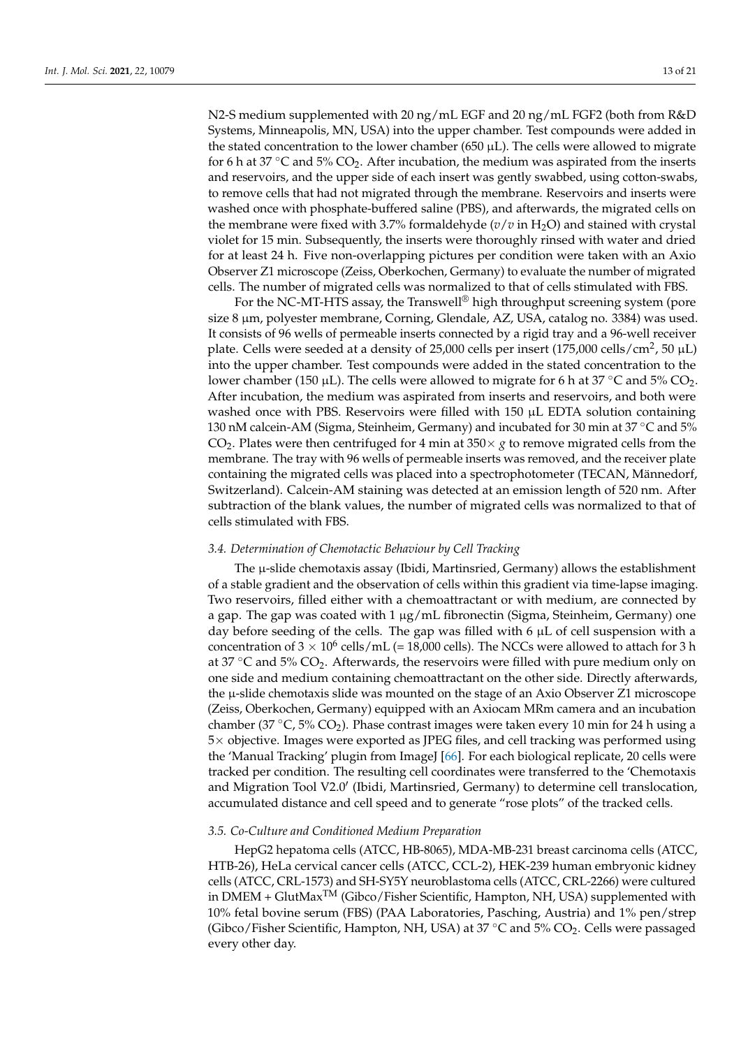N2-S medium supplemented with 20 ng/mL EGF and 20 ng/mL FGF2 (both from R&D Systems, Minneapolis, MN, USA) into the upper chamber. Test compounds were added in the stated concentration to the lower chamber (650 µL). The cells were allowed to migrate for 6 h at 37 °C and 5% $CO_2$. After incubation, the medium was aspirated from the inserts and reservoirs, and the upper side of each insert was gently swabbed, using cotton-swabs, to remove cells that had not migrated through the membrane. Reservoirs and inserts were washed once with phosphate-buffered saline (PBS), and afterwards, the migrated cells on the membrane were fixed with 3.7% formaldehyde ($v/v$ in $H_2O$) and stained with crystal violet for 15 min. Subsequently, the inserts were thoroughly rinsed with water and dried for at least 24 h. Five non-overlapping pictures per condition were taken with an Axio Observer Z1 microscope (Zeiss, Oberkochen, Germany) to evaluate the number of migrated cells. The number of migrated cells was normalized to that of cells stimulated with FBS.

For the NC-MT-HTS assay, the Transwell® high throughput screening system (pore size 8 µm, polyester membrane, Corning, Glendale, AZ, USA, catalog no. 3384) was used. It consists of 96 wells of permeable inserts connected by a rigid tray and a 96-well receiver plate. Cells were seeded at a density of 25,000 cells per insert (175,000 cells/$cm^2$, 50 µL) into the upper chamber. Test compounds were added in the stated concentration to the lower chamber (150 µL). The cells were allowed to migrate for 6 h at 37 °C and 5% $CO_2$. After incubation, the medium was aspirated from inserts and reservoirs, and both were washed once with PBS. Reservoirs were filled with 150 µL EDTA solution containing 130 nM calcein-AM (Sigma, Steinheim, Germany) and incubated for 30 min at 37 °C and 5% $CO_2$. Plates were then centrifuged for 4 min at 350× $g$ to remove migrated cells from the membrane. The tray with 96 wells of permeable inserts was removed, and the receiver plate containing the migrated cells was placed into a spectrophotometer (TECAN, Männedorf, Switzerland). Calcein-AM staining was detected at an emission length of 520 nm. After subtraction of the blank values, the number of migrated cells was normalized to that of cells stimulated with FBS.

### 3.4. Determination of Chemotactic Behaviour by Cell Tracking

The µ-slide chemotaxis assay (Ibidi, Martinsried, Germany) allows the establishment of a stable gradient and the observation of cells within this gradient via time-lapse imaging. Two reservoirs, filled either with a chemoattractant or with medium, are connected by a gap. The gap was coated with 1 µg/mL fibronectin (Sigma, Steinheim, Germany) one day before seeding of the cells. The gap was filled with 6 µL of cell suspension with a concentration of $3 \times 10^6$ cells/mL (= 18,000 cells). The NCCs were allowed to attach for 3 h at 37 °C and 5% $CO_2$. Afterwards, the reservoirs were filled with pure medium only on one side and medium containing chemoattractant on the other side. Directly afterwards, the µ-slide chemotaxis slide was mounted on the stage of an Axio Observer Z1 microscope (Zeiss, Oberkochen, Germany) equipped with an Axiocam MRm camera and an incubation chamber (37 °C, 5% $CO_2$). Phase contrast images were taken every 10 min for 24 h using a 5× objective. Images were exported as JPEG files, and cell tracking was performed using the 'Manual Tracking' plugin from ImageJ [66]. For each biological replicate, 20 cells were tracked per condition. The resulting cell coordinates were transferred to the 'Chemotaxis and Migration Tool V2.0′ (Ibidi, Martinsried, Germany) to determine cell translocation, accumulated distance and cell speed and to generate "rose plots" of the tracked cells.

### 3.5. Co-Culture and Conditioned Medium Preparation

HepG2 hepatoma cells (ATCC, HB-8065), MDA-MB-231 breast carcinoma cells (ATCC, HTB-26), HeLa cervical cancer cells (ATCC, CCL-2), HEK-239 human embryonic kidney cells (ATCC, CRL-1573) and SH-SY5Y neuroblastoma cells (ATCC, CRL-2266) were cultured in DMEM + GlutMax™ (Gibco/Fisher Scientific, Hampton, NH, USA) supplemented with 10% fetal bovine serum (FBS) (PAA Laboratories, Pasching, Austria) and 1% pen/strep (Gibco/Fisher Scientific, Hampton, NH, USA) at 37 °C and 5% $CO_2$. Cells were passaged every other day.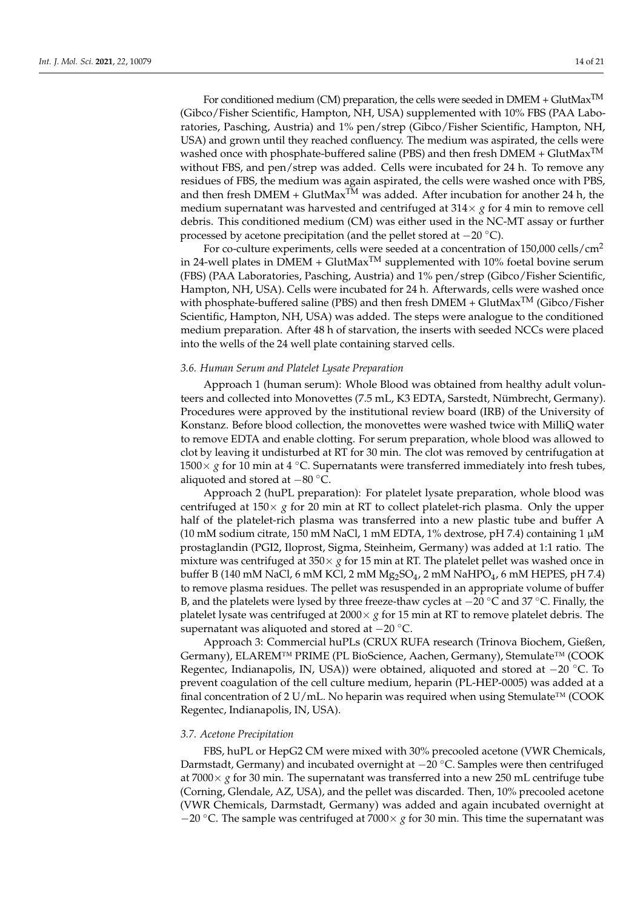For conditioned medium (CM) preparation, the cells were seeded in DMEM + GlutMax$^{TM}$ (Gibco/Fisher Scientific, Hampton, NH, USA) supplemented with 10% FBS (PAA Laboratories, Pasching, Austria) and 1% pen/strep (Gibco/Fisher Scientific, Hampton, NH, USA) and grown until they reached confluency. The medium was aspirated, the cells were washed once with phosphate-buffered saline (PBS) and then fresh DMEM + GlutMax$^{TM}$ without FBS, and pen/strep was added. Cells were incubated for 24 h. To remove any residues of FBS, the medium was again aspirated, the cells were washed once with PBS, and then fresh DMEM + GlutMax$^{TM}$ was added. After incubation for another 24 h, the medium supernatant was harvested and centrifuged at 314× *g* for 4 min to remove cell debris. This conditioned medium (CM) was either used in the NC-MT assay or further processed by acetone precipitation (and the pellet stored at −20 °C).

For co-culture experiments, cells were seeded at a concentration of 150,000 cells/cm$^2$ in 24-well plates in DMEM + GlutMax$^{TM}$ supplemented with 10% foetal bovine serum (FBS) (PAA Laboratories, Pasching, Austria) and 1% pen/strep (Gibco/Fisher Scientific, Hampton, NH, USA). Cells were incubated for 24 h. Afterwards, cells were washed once with phosphate-buffered saline (PBS) and then fresh DMEM + GlutMax$^{TM}$ (Gibco/Fisher Scientific, Hampton, NH, USA) was added. The steps were analogue to the conditioned medium preparation. After 48 h of starvation, the inserts with seeded NCCs were placed into the wells of the 24 well plate containing starved cells.

### 3.6. Human Serum and Platelet Lysate Preparation

Approach 1 (human serum): Whole Blood was obtained from healthy adult volunteers and collected into Monovettes (7.5 mL, K3 EDTA, Sarstedt, Nümbrecht, Germany). Procedures were approved by the institutional review board (IRB) of the University of Konstanz. Before blood collection, the monovettes were washed twice with MilliQ water to remove EDTA and enable clotting. For serum preparation, whole blood was allowed to clot by leaving it undisturbed at RT for 30 min. The clot was removed by centrifugation at 1500× *g* for 10 min at 4 °C. Supernatants were transferred immediately into fresh tubes, aliquoted and stored at −80 °C.

Approach 2 (huPL preparation): For platelet lysate preparation, whole blood was centrifuged at 150× *g* for 20 min at RT to collect platelet-rich plasma. Only the upper half of the platelet-rich plasma was transferred into a new plastic tube and buffer A (10 mM sodium citrate, 150 mM NaCl, 1 mM EDTA, 1% dextrose, pH 7.4) containing 1 μM prostaglandin (PGI2, Iloprost, Sigma, Steinheim, Germany) was added at 1:1 ratio. The mixture was centrifuged at 350× *g* for 15 min at RT. The platelet pellet was washed once in buffer B (140 mM NaCl, 6 mM KCl, 2 mM $Mg_2SO_4$, 2 mM $NaHPO_4$, 6 mM HEPES, pH 7.4) to remove plasma residues. The pellet was resuspended in an appropriate volume of buffer B, and the platelets were lysed by three freeze-thaw cycles at −20 °C and 37 °C. Finally, the platelet lysate was centrifuged at 2000× *g* for 15 min at RT to remove platelet debris. The supernatant was aliquoted and stored at −20 °C.

Approach 3: Commercial huPLs (CRUX RUFA research (Trinova Biochem, Gießen, Germany), ELAREM™ PRIME (PL BioScience, Aachen, Germany), Stemulate™ (COOK Regentec, Indianapolis, IN, USA)) were obtained, aliquoted and stored at −20 °C. To prevent coagulation of the cell culture medium, heparin (PL-HEP-0005) was added at a final concentration of 2 U/mL. No heparin was required when using Stemulate™ (COOK Regentec, Indianapolis, IN, USA).

### 3.7. Acetone Precipitation

FBS, huPL or HepG2 CM were mixed with 30% precooled acetone (VWR Chemicals, Darmstadt, Germany) and incubated overnight at −20 °C. Samples were then centrifuged at 7000× *g* for 30 min. The supernatant was transferred into a new 250 mL centrifuge tube (Corning, Glendale, AZ, USA), and the pellet was discarded. Then, 10% precooled acetone (VWR Chemicals, Darmstadt, Germany) was added and again incubated overnight at −20 °C. The sample was centrifuged at 7000× *g* for 30 min. This time the supernatant was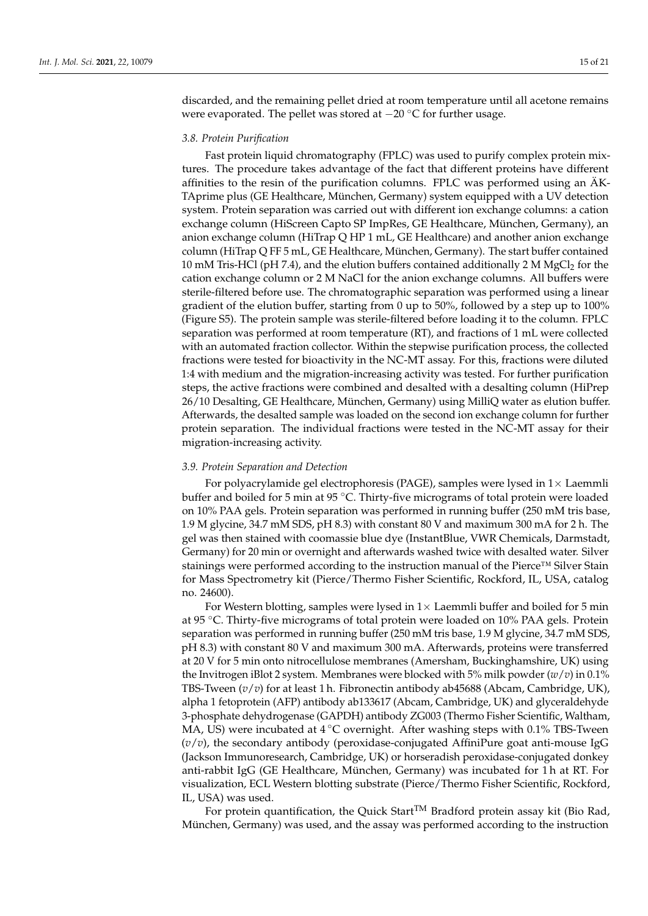discarded, and the remaining pellet dried at room temperature until all acetone remains were evaporated. The pellet was stored at −20 °C for further usage.

### 3.8. Protein Purification

Fast protein liquid chromatography (FPLC) was used to purify complex protein mixtures. The procedure takes advantage of the fact that different proteins have different affinities to the resin of the purification columns. FPLC was performed using an ÄKTAprime plus (GE Healthcare, München, Germany) system equipped with a UV detection system. Protein separation was carried out with different ion exchange columns: a cation exchange column (HiScreen Capto SP ImpRes, GE Healthcare, München, Germany), an anion exchange column (HiTrap Q HP 1 mL, GE Healthcare) and another anion exchange column (HiTrap Q FF 5 mL, GE Healthcare, München, Germany). The start buffer contained 10 mM Tris-HCl (pH 7.4), and the elution buffers contained additionally 2 M $MgCl_2$ for the cation exchange column or 2 M NaCl for the anion exchange columns. All buffers were sterile-filtered before use. The chromatographic separation was performed using a linear gradient of the elution buffer, starting from 0 up to 50%, followed by a step up to 100% (Figure S5). The protein sample was sterile-filtered before loading it to the column. FPLC separation was performed at room temperature (RT), and fractions of 1 mL were collected with an automated fraction collector. Within the stepwise purification process, the collected fractions were tested for bioactivity in the NC-MT assay. For this, fractions were diluted 1:4 with medium and the migration-increasing activity was tested. For further purification steps, the active fractions were combined and desalted with a desalting column (HiPrep 26/10 Desalting, GE Healthcare, München, Germany) using MilliQ water as elution buffer. Afterwards, the desalted sample was loaded on the second ion exchange column for further protein separation. The individual fractions were tested in the NC-MT assay for their migration-increasing activity.

### 3.9. Protein Separation and Detection

For polyacrylamide gel electrophoresis (PAGE), samples were lysed in 1× Laemmli buffer and boiled for 5 min at 95 °C. Thirty-five micrograms of total protein were loaded on 10% PAA gels. Protein separation was performed in running buffer (250 mM tris base, 1.9 M glycine, 34.7 mM SDS, pH 8.3) with constant 80 V and maximum 300 mA for 2 h. The gel was then stained with coomassie blue dye (InstantBlue, VWR Chemicals, Darmstadt, Germany) for 20 min or overnight and afterwards washed twice with desalted water. Silver stainings were performed according to the instruction manual of the Pierce™ Silver Stain for Mass Spectrometry kit (Pierce/Thermo Fisher Scientific, Rockford, IL, USA, catalog no. 24600).

For Western blotting, samples were lysed in 1× Laemmli buffer and boiled for 5 min at 95 °C. Thirty-five micrograms of total protein were loaded on 10% PAA gels. Protein separation was performed in running buffer (250 mM tris base, 1.9 M glycine, 34.7 mM SDS, pH 8.3) with constant 80 V and maximum 300 mA. Afterwards, proteins were transferred at 20 V for 5 min onto nitrocellulose membranes (Amersham, Buckinghamshire, UK) using the Invitrogen iBlot 2 system. Membranes were blocked with 5% milk powder (*w*/*v*) in 0.1% TBS-Tween (*v*/*v*) for at least 1 h. Fibronectin antibody ab45688 (Abcam, Cambridge, UK), alpha 1 fetoprotein (AFP) antibody ab133617 (Abcam, Cambridge, UK) and glyceraldehyde 3-phosphate dehydrogenase (GAPDH) antibody ZG003 (Thermo Fisher Scientific, Waltham, MA, US) were incubated at 4 °C overnight. After washing steps with 0.1% TBS-Tween (*v*/*v*), the secondary antibody (peroxidase-conjugated AffiniPure goat anti-mouse IgG (Jackson Immunoresearch, Cambridge, UK) or horseradish peroxidase-conjugated donkey anti-rabbit IgG (GE Healthcare, München, Germany) was incubated for 1 h at RT. For visualization, ECL Western blotting substrate (Pierce/Thermo Fisher Scientific, Rockford, IL, USA) was used.

For protein quantification, the Quick Start™ Bradford protein assay kit (Bio Rad, München, Germany) was used, and the assay was performed according to the instruction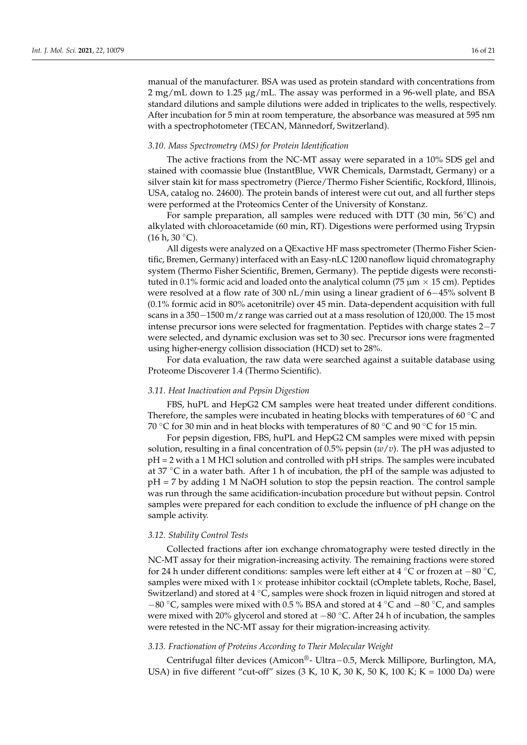manual of the manufacturer. BSA was used as protein standard with concentrations from 2 mg/mL down to 1.25 μg/mL. The assay was performed in a 96-well plate, and BSA standard dilutions and sample dilutions were added in triplicates to the wells, respectively. After incubation for 5 min at room temperature, the absorbance was measured at 595 nm with a spectrophotometer (TECAN, Männedorf, Switzerland).

### *3.10. Mass Spectrometry (MS) for Protein Identification*

The active fractions from the NC-MT assay were separated in a 10% SDS gel and stained with coomassie blue (InstantBlue, VWR Chemicals, Darmstadt, Germany) or a silver stain kit for mass spectrometry (Pierce/Thermo Fisher Scientific, Rockford, Illinois, USA, catalog no. 24600). The protein bands of interest were cut out, and all further steps were performed at the Proteomics Center of the University of Konstanz.

For sample preparation, all samples were reduced with DTT (30 min, 56°C) and alkylated with chloroacetamide (60 min, RT). Digestions were performed using Trypsin (16 h, 30 °C).

All digests were analyzed on a QExactive HF mass spectrometer (Thermo Fisher Scientific, Bremen, Germany) interfaced with an Easy-nLC 1200 nanoflow liquid chromatography system (Thermo Fisher Scientific, Bremen, Germany). The peptide digests were reconstituted in 0.1% formic acid and loaded onto the analytical column (75 μm × 15 cm). Peptides were resolved at a flow rate of 300 nL/min using a linear gradient of 6−45% solvent B (0.1% formic acid in 80% acetonitrile) over 45 min. Data-dependent acquisition with full scans in a 350−1500 m/z range was carried out at a mass resolution of 120,000. The 15 most intense precursor ions were selected for fragmentation. Peptides with charge states 2−7 were selected, and dynamic exclusion was set to 30 sec. Precursor ions were fragmented using higher-energy collision dissociation (HCD) set to 28%.

For data evaluation, the raw data were searched against a suitable database using Proteome Discoverer 1.4 (Thermo Scientific).

### *3.11. Heat Inactivation and Pepsin Digestion*

FBS, huPL and HepG2 CM samples were heat treated under different conditions. Therefore, the samples were incubated in heating blocks with temperatures of 60 °C and 70 °C for 30 min and in heat blocks with temperatures of 80 °C and 90 °C for 15 min.

For pepsin digestion, FBS, huPL and HepG2 CM samples were mixed with pepsin solution, resulting in a final concentration of 0.5% pepsin (*w*/*v*). The pH was adjusted to pH = 2 with a 1 M HCl solution and controlled with pH strips. The samples were incubated at 37 °C in a water bath. After 1 h of incubation, the pH of the sample was adjusted to pH = 7 by adding 1 M NaOH solution to stop the pepsin reaction. The control sample was run through the same acidification-incubation procedure but without pepsin. Control samples were prepared for each condition to exclude the influence of pH change on the sample activity.

### *3.12. Stability Control Tests*

Collected fractions after ion exchange chromatography were tested directly in the NC-MT assay for their migration-increasing activity. The remaining fractions were stored for 24 h under different conditions: samples were left either at 4 °C or frozen at −80 °C, samples were mixed with 1× protease inhibitor cocktail (cOmplete tablets, Roche, Basel, Switzerland) and stored at 4 °C, samples were shock frozen in liquid nitrogen and stored at −80 °C, samples were mixed with 0.5 % BSA and stored at 4 °C and −80 °C, and samples were mixed with 20% glycerol and stored at −80 °C. After 24 h of incubation, the samples were retested in the NC-MT assay for their migration-increasing activity.

### *3.13. Fractionation of Proteins According to Their Molecular Weight*

Centrifugal filter devices (Amicon®- Ultra−0.5, Merck Millipore, Burlington, MA, USA) in five different "cut-off" sizes (3 K, 10 K, 30 K, 50 K, 100 K; K = 1000 Da) were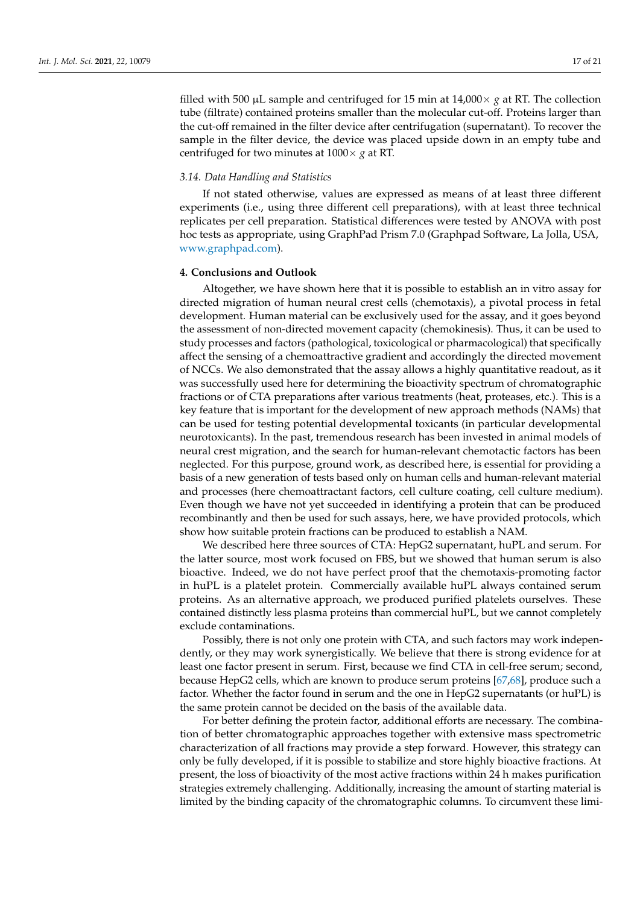filled with 500 µL sample and centrifuged for 15 min at 14,000× *g* at RT. The collection tube (filtrate) contained proteins smaller than the molecular cut-off. Proteins larger than the cut-off remained in the filter device after centrifugation (supernatant). To recover the sample in the filter device, the device was placed upside down in an empty tube and centrifuged for two minutes at 1000× *g* at RT.

### *3.14. Data Handling and Statistics*

If not stated otherwise, values are expressed as means of at least three different experiments (i.e., using three different cell preparations), with at least three technical replicates per cell preparation. Statistical differences were tested by ANOVA with post hoc tests as appropriate, using GraphPad Prism 7.0 (Graphpad Software, La Jolla, USA, www.graphpad.com).

## **4. Conclusions and Outlook**

Altogether, we have shown here that it is possible to establish an in vitro assay for directed migration of human neural crest cells (chemotaxis), a pivotal process in fetal development. Human material can be exclusively used for the assay, and it goes beyond the assessment of non-directed movement capacity (chemokinesis). Thus, it can be used to study processes and factors (pathological, toxicological or pharmacological) that specifically affect the sensing of a chemoattractive gradient and accordingly the directed movement of NCCs. We also demonstrated that the assay allows a highly quantitative readout, as it was successfully used here for determining the bioactivity spectrum of chromatographic fractions or of CTA preparations after various treatments (heat, proteases, etc.). This is a key feature that is important for the development of new approach methods (NAMs) that can be used for testing potential developmental toxicants (in particular developmental neurotoxicants). In the past, tremendous research has been invested in animal models of neural crest migration, and the search for human-relevant chemotactic factors has been neglected. For this purpose, ground work, as described here, is essential for providing a basis of a new generation of tests based only on human cells and human-relevant material and processes (here chemoattractant factors, cell culture coating, cell culture medium). Even though we have not yet succeeded in identifying a protein that can be produced recombinantly and then be used for such assays, here, we have provided protocols, which show how suitable protein fractions can be produced to establish a NAM.

We described here three sources of CTA: HepG2 supernatant, huPL and serum. For the latter source, most work focused on FBS, but we showed that human serum is also bioactive. Indeed, we do not have perfect proof that the chemotaxis-promoting factor in huPL is a platelet protein. Commercially available huPL always contained serum proteins. As an alternative approach, we produced purified platelets ourselves. These contained distinctly less plasma proteins than commercial huPL, but we cannot completely exclude contaminations.

Possibly, there is not only one protein with CTA, and such factors may work independently, or they may work synergistically. We believe that there is strong evidence for at least one factor present in serum. First, because we find CTA in cell-free serum; second, because HepG2 cells, which are known to produce serum proteins [67,68], produce such a factor. Whether the factor found in serum and the one in HepG2 supernatants (or huPL) is the same protein cannot be decided on the basis of the available data.

For better defining the protein factor, additional efforts are necessary. The combination of better chromatographic approaches together with extensive mass spectrometric characterization of all fractions may provide a step forward. However, this strategy can only be fully developed, if it is possible to stabilize and store highly bioactive fractions. At present, the loss of bioactivity of the most active fractions within 24 h makes purification strategies extremely challenging. Additionally, increasing the amount of starting material is limited by the binding capacity of the chromatographic columns. To circumvent these limi-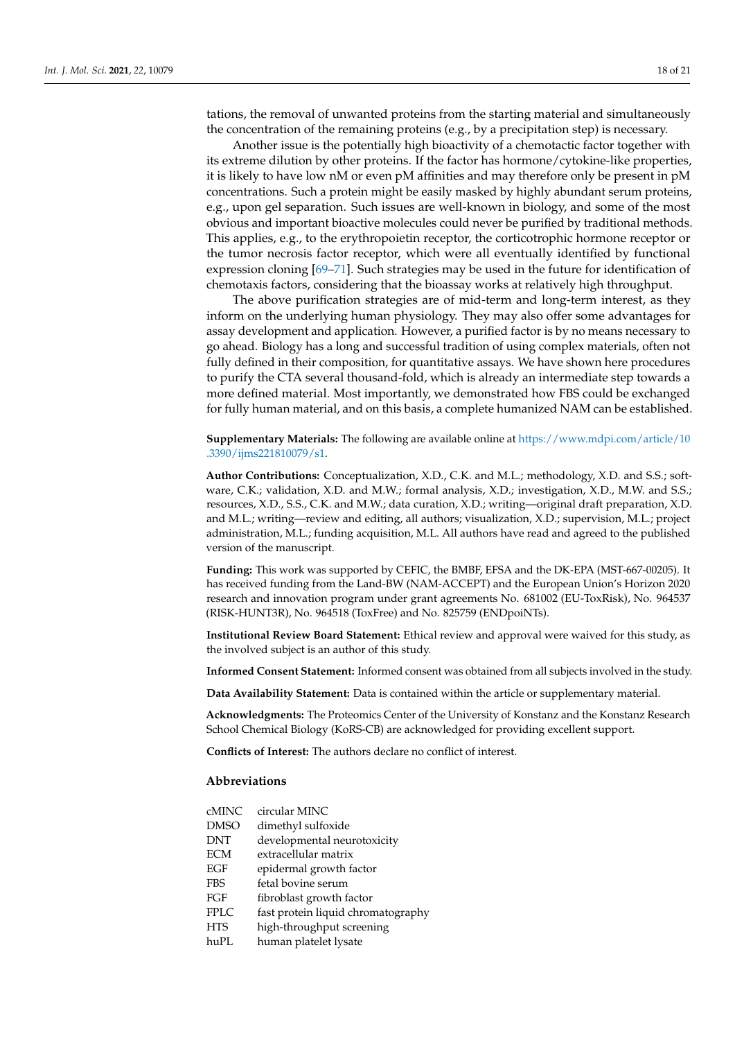tations, the removal of unwanted proteins from the starting material and simultaneously the concentration of the remaining proteins (e.g., by a precipitation step) is necessary.

Another issue is the potentially high bioactivity of a chemotactic factor together with its extreme dilution by other proteins. If the factor has hormone/cytokine-like properties, it is likely to have low nM or even pM affinities and may therefore only be present in pM concentrations. Such a protein might be easily masked by highly abundant serum proteins, e.g., upon gel separation. Such issues are well-known in biology, and some of the most obvious and important bioactive molecules could never be purified by traditional methods. This applies, e.g., to the erythropoietin receptor, the corticotrophic hormone receptor or the tumor necrosis factor receptor, which were all eventually identified by functional expression cloning [69–71]. Such strategies may be used in the future for identification of chemotaxis factors, considering that the bioassay works at relatively high throughput.

The above purification strategies are of mid-term and long-term interest, as they inform on the underlying human physiology. They may also offer some advantages for assay development and application. However, a purified factor is by no means necessary to go ahead. Biology has a long and successful tradition of using complex materials, often not fully defined in their composition, for quantitative assays. We have shown here procedures to purify the CTA several thousand-fold, which is already an intermediate step towards a more defined material. Most importantly, we demonstrated how FBS could be exchanged for fully human material, and on this basis, a complete humanized NAM can be established.

**Supplementary Materials:** The following are available online at https://www.mdpi.com/article/10.3390/ijms221810079/s1.

**Author Contributions:** Conceptualization, X.D., C.K. and M.L.; methodology, X.D. and S.S.; software, C.K.; validation, X.D. and M.W.; formal analysis, X.D.; investigation, X.D., M.W. and S.S.; resources, X.D., S.S., C.K. and M.W.; data curation, X.D.; writing—original draft preparation, X.D. and M.L.; writing—review and editing, all authors; visualization, X.D.; supervision, M.L.; project administration, M.L.; funding acquisition, M.L. All authors have read and agreed to the published version of the manuscript.

**Funding:** This work was supported by CEFIC, the BMBF, EFSA and the DK-EPA (MST-667-00205). It has received funding from the Land-BW (NAM-ACCEPT) and the European Union's Horizon 2020 research and innovation program under grant agreements No. 681002 (EU-ToxRisk), No. 964537 (RISK-HUNT3R), No. 964518 (ToxFree) and No. 825759 (ENDpoiNTs).

**Institutional Review Board Statement:** Ethical review and approval were waived for this study, as the involved subject is an author of this study.

**Informed Consent Statement:** Informed consent was obtained from all subjects involved in the study.

**Data Availability Statement:** Data is contained within the article or supplementary material.

**Acknowledgments:** The Proteomics Center of the University of Konstanz and the Konstanz Research School Chemical Biology (KoRS-CB) are acknowledged for providing excellent support.

**Conflicts of Interest:** The authors declare no conflict of interest.

## Abbreviations

| | |
|---|---|
| cMINC | circular MINC |
| DMSO | dimethyl sulfoxide |
| DNT | developmental neurotoxicity |
| ECM | extracellular matrix |
| EGF | epidermal growth factor |
| FBS | fetal bovine serum |
| FGF | fibroblast growth factor |
| FPLC | fast protein liquid chromatography |
| HTS | high-throughput screening |
| huPL | human platelet lysate |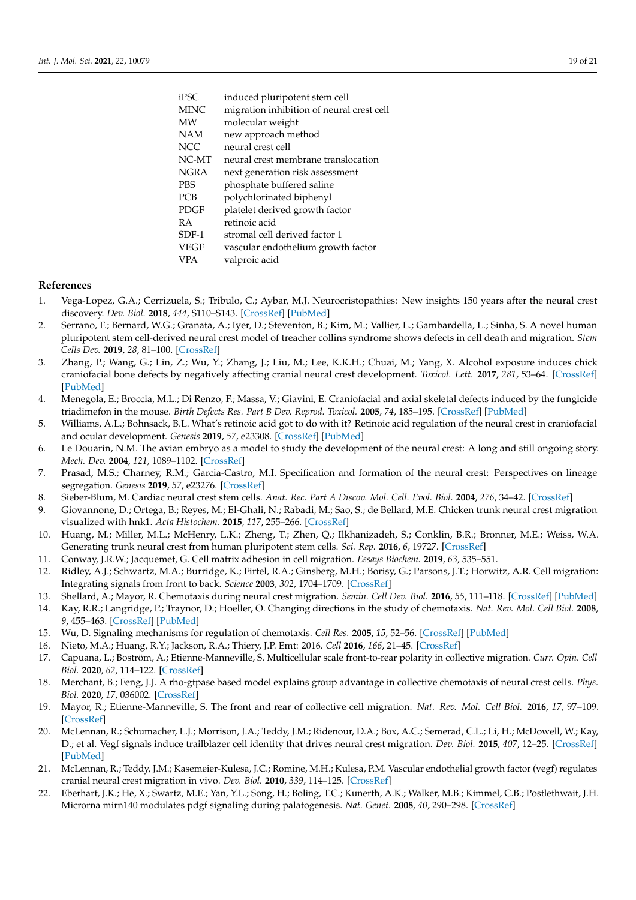| | |
|---|---|
| iPSC | induced pluripotent stem cell |
| MINC | migration inhibition of neural crest cell |
| MW | molecular weight |
| NAM | new approach method |
| NCC | neural crest cell |
| NC-MT | neural crest membrane translocation |
| NGRA | next generation risk assessment |
| PBS | phosphate buffered saline |
| PCB | polychlorinated biphenyl |
| PDGF | platelet derived growth factor |
| RA | retinoic acid |
| SDF-1 | stromal cell derived factor 1 |
| VEGF | vascular endothelium growth factor |
| VPA | valproic acid |

## References

1. Vega-Lopez, G.A.; Cerrizuela, S.; Tribulo, C.; Aybar, M.J. Neurocristopathies: New insights 150 years after the neural crest discovery. *Dev. Biol.* **2018**, *444*, S110–S143. [CrossRef] [PubMed]
2. Serrano, F.; Bernard, W.G.; Granata, A.; Iyer, D.; Steventon, B.; Kim, M.; Vallier, L.; Gambardella, L.; Sinha, S. A novel human pluripotent stem cell-derived neural crest model of treacher collins syndrome shows defects in cell death and migration. *Stem Cells Dev.* **2019**, *28*, 81–100. [CrossRef]
3. Zhang, P.; Wang, G.; Lin, Z.; Wu, Y.; Zhang, J.; Liu, M.; Lee, K.K.H.; Chuai, M.; Yang, X. Alcohol exposure induces chick craniofacial bone defects by negatively affecting cranial neural crest development. *Toxicol. Lett.* **2017**, *281*, 53–64. [CrossRef] [PubMed]
4. Menegola, E.; Broccia, M.L.; Di Renzo, F.; Massa, V.; Giavini, E. Craniofacial and axial skeletal defects induced by the fungicide triadimefon in the mouse. *Birth Defects Res. Part B Dev. Reprod. Toxicol.* **2005**, *74*, 185–195. [CrossRef] [PubMed]
5. Williams, A.L.; Bohnsack, B.L. What's retinoic acid got to do with it? Retinoic acid regulation of the neural crest in craniofacial and ocular development. *Genesis* **2019**, *57*, e23308. [CrossRef] [PubMed]
6. Le Douarin, N.M. The avian embryo as a model to study the development of the neural crest: A long and still ongoing story. *Mech. Dev.* **2004**, *121*, 1089–1102. [CrossRef]
7. Prasad, M.S.; Charney, R.M.; Garcia-Castro, M.I. Specification and formation of the neural crest: Perspectives on lineage segregation. *Genesis* **2019**, *57*, e23276. [CrossRef]
8. Sieber-Blum, M. Cardiac neural crest stem cells. *Anat. Rec. Part A Discov. Mol. Cell. Evol. Biol.* **2004**, *276*, 34–42. [CrossRef]
9. Giovannone, D.; Ortega, B.; Reyes, M.; El-Ghali, N.; Rabadi, M.; Sao, S.; de Bellard, M.E. Chicken trunk neural crest migration visualized with hnk1. *Acta Histochem.* **2015**, *117*, 255–266. [CrossRef]
10. Huang, M.; Miller, M.L.; McHenry, L.K.; Zheng, T.; Zhen, Q.; Ilkhanizadeh, S.; Conklin, B.R.; Bronner, M.E.; Weiss, W.A. Generating trunk neural crest from human pluripotent stem cells. *Sci. Rep.* **2016**, *6*, 19727. [CrossRef]
11. Conway, J.R.W.; Jacquemet, G. Cell matrix adhesion in cell migration. *Essays Biochem.* **2019**, *63*, 535–551.
12. Ridley, A.J.; Schwartz, M.A.; Burridge, K.; Firtel, R.A.; Ginsberg, M.H.; Borisy, G.; Parsons, J.T.; Horwitz, A.R. Cell migration: Integrating signals from front to back. *Science* **2003**, *302*, 1704–1709. [CrossRef]
13. Shellard, A.; Mayor, R. Chemotaxis during neural crest migration. *Semin. Cell Dev. Biol.* **2016**, *55*, 111–118. [CrossRef] [PubMed]
14. Kay, R.R.; Langridge, P.; Traynor, D.; Hoeller, O. Changing directions in the study of chemotaxis. *Nat. Rev. Mol. Cell Biol.* **2008**, *9*, 455–463. [CrossRef] [PubMed]
15. Wu, D. Signaling mechanisms for regulation of chemotaxis. *Cell Res.* **2005**, *15*, 52–56. [CrossRef] [PubMed]
16. Nieto, M.A.; Huang, R.Y.; Jackson, R.A.; Thiery, J.P. Emt: 2016. *Cell* **2016**, *166*, 21–45. [CrossRef]
17. Capuana, L.; Boström, A.; Etienne-Manneville, S. Multicellular scale front-to-rear polarity in collective migration. *Curr. Opin. Cell Biol.* **2020**, *62*, 114–122. [CrossRef]
18. Merchant, B.; Feng, J.J. A rho-gtpase based model explains group advantage in collective chemotaxis of neural crest cells. *Phys. Biol.* **2020**, *17*, 036002. [CrossRef]
19. Mayor, R.; Etienne-Manneville, S. The front and rear of collective cell migration. *Nat. Rev. Mol. Cell Biol.* **2016**, *17*, 97–109. [CrossRef]
20. McLennan, R.; Schumacher, L.J.; Morrison, J.A.; Teddy, J.M.; Ridenour, D.A.; Box, A.C.; Semerad, C.L.; Li, H.; McDowell, W.; Kay, D.; et al. Vegf signals induce trailblazer cell identity that drives neural crest migration. *Dev. Biol.* **2015**, *407*, 12–25. [CrossRef] [PubMed]
21. McLennan, R.; Teddy, J.M.; Kasemeier-Kulesa, J.C.; Romine, M.H.; Kulesa, P.M. Vascular endothelial growth factor (vegf) regulates cranial neural crest migration in vivo. *Dev. Biol.* **2010**, *339*, 114–125. [CrossRef]
22. Eberhart, J.K.; He, X.; Swartz, M.E.; Yan, Y.L.; Song, H.; Boling, T.C.; Kunerth, A.K.; Walker, M.B.; Kimmel, C.B.; Postlethwait, J.H. Microrna mirn140 modulates pdgf signaling during palatogenesis. *Nat. Genet.* **2008**, *40*, 290–298. [CrossRef]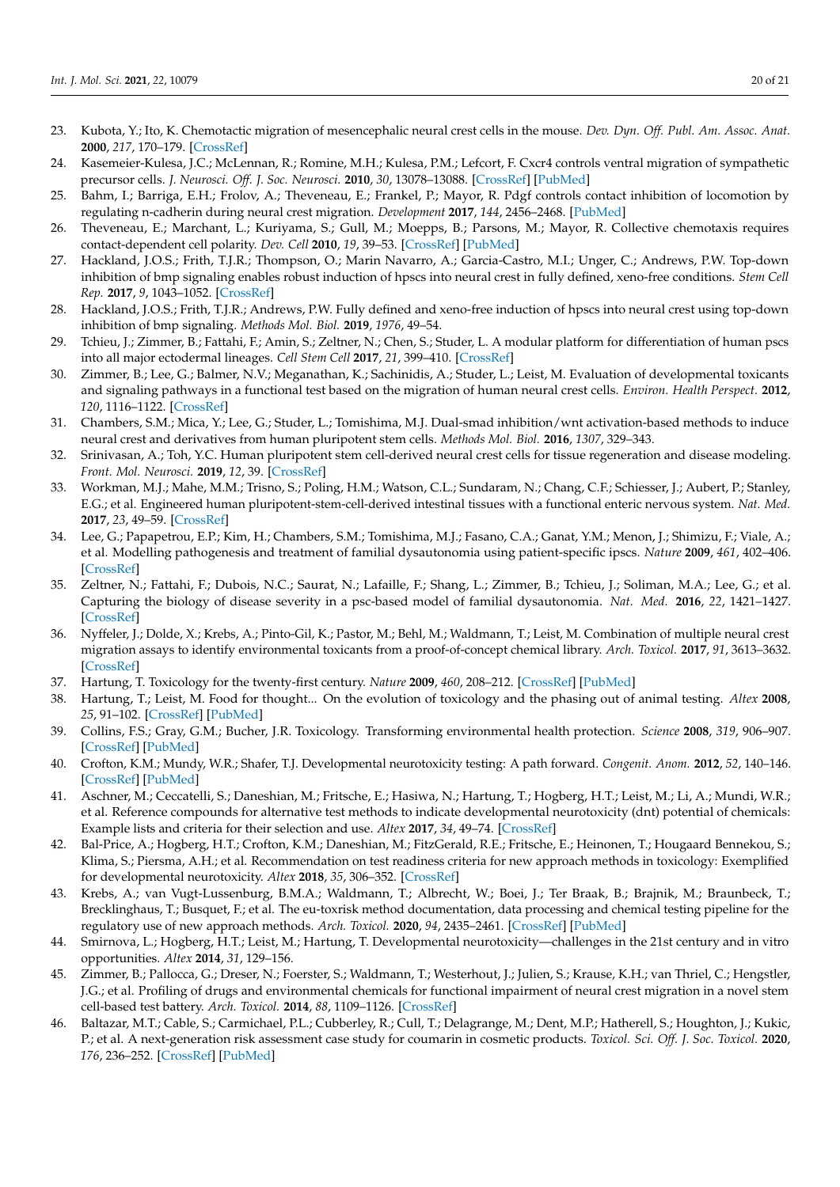23. Kubota, Y.; Ito, K. Chemotactic migration of mesencephalic neural crest cells in the mouse. *Dev. Dyn. Off. Publ. Am. Assoc. Anat.* **2000**, *217*, 170–179. [CrossRef]
24. Kasemeier-Kulesa, J.C.; McLennan, R.; Romine, M.H.; Kulesa, P.M.; Lefcort, F. Cxcr4 controls ventral migration of sympathetic precursor cells. *J. Neurosci. Off. J. Soc. Neurosci.* **2010**, *30*, 13078–13088. [CrossRef] [PubMed]
25. Bahm, I.; Barriga, E.H.; Frolov, A.; Theveneau, E.; Frankel, P.; Mayor, R. Pdgf controls contact inhibition of locomotion by regulating n-cadherin during neural crest migration. *Development* **2017**, *144*, 2456–2468. [PubMed]
26. Theveneau, E.; Marchant, L.; Kuriyama, S.; Gull, M.; Moepps, B.; Parsons, M.; Mayor, R. Collective chemotaxis requires contact-dependent cell polarity. *Dev. Cell* **2010**, *19*, 39–53. [CrossRef] [PubMed]
27. Hackland, J.O.S.; Frith, T.J.R.; Thompson, O.; Marin Navarro, A.; Garcia-Castro, M.I.; Unger, C.; Andrews, P.W. Top-down inhibition of bmp signaling enables robust induction of hpscs into neural crest in fully defined, xeno-free conditions. *Stem Cell Rep.* **2017**, *9*, 1043–1052. [CrossRef]
28. Hackland, J.O.S.; Frith, T.J.R.; Andrews, P.W. Fully defined and xeno-free induction of hpscs into neural crest using top-down inhibition of bmp signaling. *Methods Mol. Biol.* **2019**, *1976*, 49–54.
29. Tchieu, J.; Zimmer, B.; Fattahi, F.; Amin, S.; Zeltner, N.; Chen, S.; Studer, L. A modular platform for differentiation of human pscs into all major ectodermal lineages. *Cell Stem Cell* **2017**, *21*, 399–410. [CrossRef]
30. Zimmer, B.; Lee, G.; Balmer, N.V.; Meganathan, K.; Sachinidis, A.; Studer, L.; Leist, M. Evaluation of developmental toxicants and signaling pathways in a functional test based on the migration of human neural crest cells. *Environ. Health Perspect.* **2012**, *120*, 1116–1122. [CrossRef]
31. Chambers, S.M.; Mica, Y.; Lee, G.; Studer, L.; Tomishima, M.J. Dual-smad inhibition/wnt activation-based methods to induce neural crest and derivatives from human pluripotent stem cells. *Methods Mol. Biol.* **2016**, *1307*, 329–343.
32. Srinivasan, A.; Toh, Y.C. Human pluripotent stem cell-derived neural crest cells for tissue regeneration and disease modeling. *Front. Mol. Neurosci.* **2019**, *12*, 39. [CrossRef]
33. Workman, M.J.; Mahe, M.M.; Trisno, S.; Poling, H.M.; Watson, C.L.; Sundaram, N.; Chang, C.F.; Schiesser, J.; Aubert, P.; Stanley, E.G.; et al. Engineered human pluripotent-stem-cell-derived intestinal tissues with a functional enteric nervous system. *Nat. Med.* **2017**, *23*, 49–59. [CrossRef]
34. Lee, G.; Papapetrou, E.P.; Kim, H.; Chambers, S.M.; Tomishima, M.J.; Fasano, C.A.; Ganat, Y.M.; Menon, J.; Shimizu, F.; Viale, A.; et al. Modelling pathogenesis and treatment of familial dysautonomia using patient-specific ipscs. *Nature* **2009**, *461*, 402–406. [CrossRef]
35. Zeltner, N.; Fattahi, F.; Dubois, N.C.; Saurat, N.; Lafaille, F.; Shang, L.; Zimmer, B.; Tchieu, J.; Soliman, M.A.; Lee, G.; et al. Capturing the biology of disease severity in a psc-based model of familial dysautonomia. *Nat. Med.* **2016**, *22*, 1421–1427. [CrossRef]
36. Nyffeler, J.; Dolde, X.; Krebs, A.; Pinto-Gil, K.; Pastor, M.; Behl, M.; Waldmann, T.; Leist, M. Combination of multiple neural crest migration assays to identify environmental toxicants from a proof-of-concept chemical library. *Arch. Toxicol.* **2017**, *91*, 3613–3632. [CrossRef]
37. Hartung, T. Toxicology for the twenty-first century. *Nature* **2009**, *460*, 208–212. [CrossRef] [PubMed]
38. Hartung, T.; Leist, M. Food for thought... On the evolution of toxicology and the phasing out of animal testing. *Altex* **2008**, *25*, 91–102. [CrossRef] [PubMed]
39. Collins, F.S.; Gray, G.M.; Bucher, J.R. Toxicology. Transforming environmental health protection. *Science* **2008**, *319*, 906–907. [CrossRef] [PubMed]
40. Crofton, K.M.; Mundy, W.R.; Shafer, T.J. Developmental neurotoxicity testing: A path forward. *Congenit. Anom.* **2012**, *52*, 140–146. [CrossRef] [PubMed]
41. Aschner, M.; Ceccatelli, S.; Daneshian, M.; Fritsche, E.; Hasiwa, N.; Hartung, T.; Hogberg, H.T.; Leist, M.; Li, A.; Mundi, W.R.; et al. Reference compounds for alternative test methods to indicate developmental neurotoxicity (dnt) potential of chemicals: Example lists and criteria for their selection and use. *Altex* **2017**, *34*, 49–74. [CrossRef]
42. Bal-Price, A.; Hogberg, H.T.; Crofton, K.M.; Daneshian, M.; FitzGerald, R.E.; Fritsche, E.; Heinonen, T.; Hougaard Bennekou, S.; Klima, S.; Piersma, A.H.; et al. Recommendation on test readiness criteria for new approach methods in toxicology: Exemplified for developmental neurotoxicity. *Altex* **2018**, *35*, 306–352. [CrossRef]
43. Krebs, A.; van Vugt-Lussenburg, B.M.A.; Waldmann, T.; Albrecht, W.; Boei, J.; Ter Braak, B.; Brajnik, M.; Braunbeck, T.; Brecklinghaus, T.; Busquet, F.; et al. The eu-toxrisk method documentation, data processing and chemical testing pipeline for the regulatory use of new approach methods. *Arch. Toxicol.* **2020**, *94*, 2435–2461. [CrossRef] [PubMed]
44. Smirnova, L.; Hogberg, H.T.; Leist, M.; Hartung, T. Developmental neurotoxicity—challenges in the 21st century and in vitro opportunities. *Altex* **2014**, *31*, 129–156.
45. Zimmer, B.; Pallocca, G.; Dreser, N.; Foerster, S.; Waldmann, T.; Westerhout, J.; Julien, S.; Krause, K.H.; van Thriel, C.; Hengstler, J.G.; et al. Profiling of drugs and environmental chemicals for functional impairment of neural crest migration in a novel stem cell-based test battery. *Arch. Toxicol.* **2014**, *88*, 1109–1126. [CrossRef]
46. Baltazar, M.T.; Cable, S.; Carmichael, P.L.; Cubberley, R.; Cull, T.; Delagrange, M.; Dent, M.P.; Hatherell, S.; Houghton, J.; Kukic, P.; et al. A next-generation risk assessment case study for coumarin in cosmetic products. *Toxicol. Sci. Off. J. Soc. Toxicol.* **2020**, *176*, 236–252. [CrossRef] [PubMed]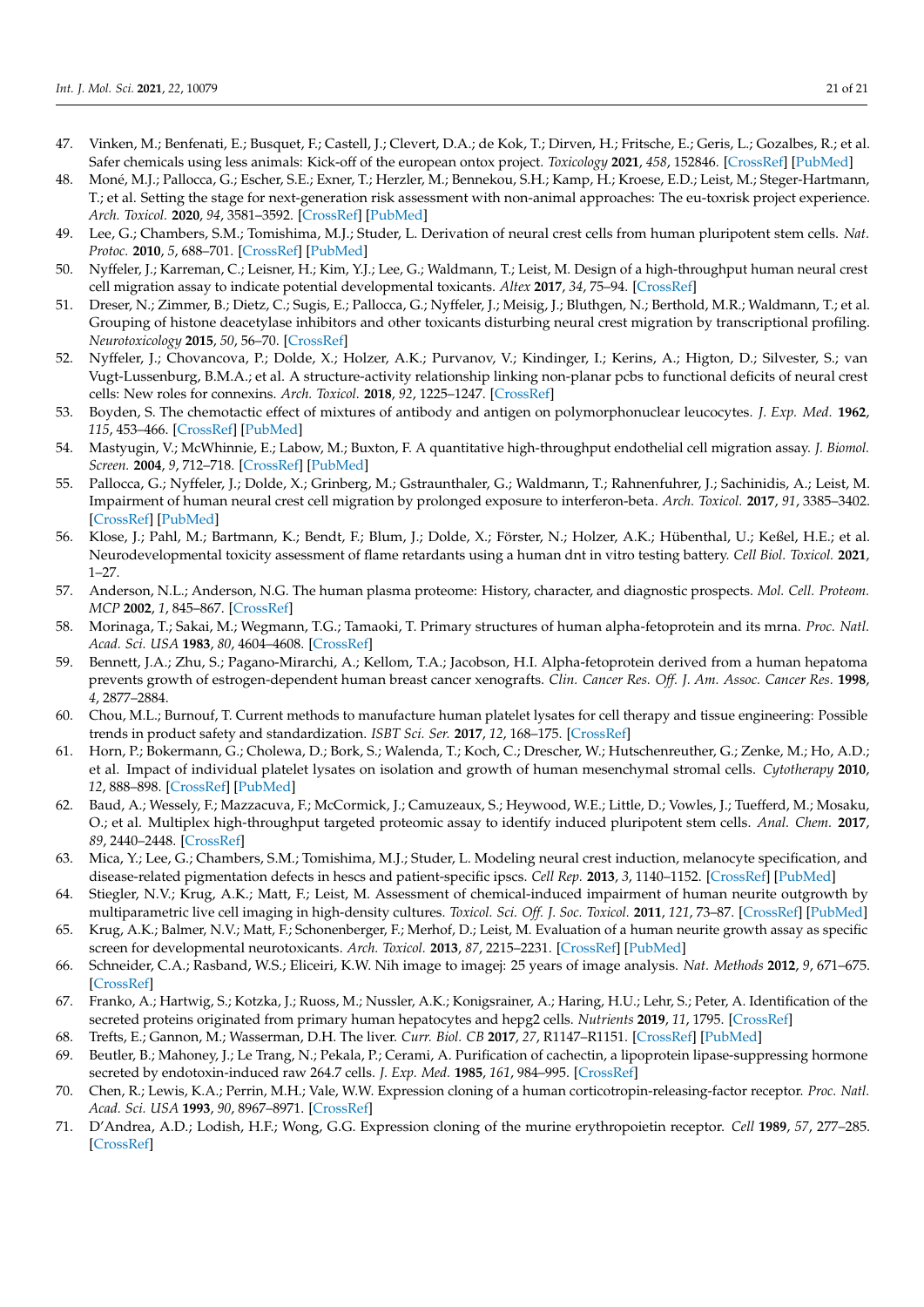47. Vinken, M.; Benfenati, E.; Busquet, F.; Castell, J.; Clevert, D.A.; de Kok, T.; Dirven, H.; Fritsche, E.; Geris, L.; Gozalbes, R.; et al. Safer chemicals using less animals: Kick-off of the european ontox project. *Toxicology* **2021**, *458*, 152846. [CrossRef] [PubMed]
48. Moné, M.J.; Pallocca, G.; Escher, S.E.; Exner, T.; Herzler, M.; Bennekou, S.H.; Kamp, H.; Kroese, E.D.; Leist, M.; Steger-Hartmann, T.; et al. Setting the stage for next-generation risk assessment with non-animal approaches: The eu-toxrisk project experience. *Arch. Toxicol.* **2020**, *94*, 3581–3592. [CrossRef] [PubMed]
49. Lee, G.; Chambers, S.M.; Tomishima, M.J.; Studer, L. Derivation of neural crest cells from human pluripotent stem cells. *Nat. Protoc.* **2010**, *5*, 688–701. [CrossRef] [PubMed]
50. Nyffeler, J.; Karreman, C.; Leisner, H.; Kim, Y.J.; Lee, G.; Waldmann, T.; Leist, M. Design of a high-throughput human neural crest cell migration assay to indicate potential developmental toxicants. *Altex* **2017**, *34*, 75–94. [CrossRef]
51. Dreser, N.; Zimmer, B.; Dietz, C.; Sugis, E.; Pallocca, G.; Nyffeler, J.; Meisig, J.; Bluthgen, N.; Berthold, M.R.; Waldmann, T.; et al. Grouping of histone deacetylase inhibitors and other toxicants disturbing neural crest migration by transcriptional profiling. *Neurotoxicology* **2015**, *50*, 56–70. [CrossRef]
52. Nyffeler, J.; Chovancova, P.; Dolde, X.; Holzer, A.K.; Purvanov, V.; Kindinger, I.; Kerins, A.; Higton, D.; Silvester, S.; van Vugt-Lussenburg, B.M.A.; et al. A structure-activity relationship linking non-planar pcbs to functional deficits of neural crest cells: New roles for connexins. *Arch. Toxicol.* **2018**, *92*, 1225–1247. [CrossRef]
53. Boyden, S. The chemotactic effect of mixtures of antibody and antigen on polymorphonuclear leucocytes. *J. Exp. Med.* **1962**, *115*, 453–466. [CrossRef] [PubMed]
54. Mastyugin, V.; McWhinnie, E.; Labow, M.; Buxton, F. A quantitative high-throughput endothelial cell migration assay. *J. Biomol. Screen.* **2004**, *9*, 712–718. [CrossRef] [PubMed]
55. Pallocca, G.; Nyffeler, J.; Dolde, X.; Grinberg, M.; Gstraunthaler, G.; Waldmann, T.; Rahnenfuhrer, J.; Sachinidis, A.; Leist, M. Impairment of human neural crest cell migration by prolonged exposure to interferon-beta. *Arch. Toxicol.* **2017**, *91*, 3385–3402. [CrossRef] [PubMed]
56. Klose, J.; Pahl, M.; Bartmann, K.; Bendt, F.; Blum, J.; Dolde, X.; Förster, N.; Holzer, A.K.; Hübenthal, U.; Keßel, H.E.; et al. Neurodevelopmental toxicity assessment of flame retardants using a human dnt in vitro testing battery. *Cell Biol. Toxicol.* **2021**, 1–27.
57. Anderson, N.L.; Anderson, N.G. The human plasma proteome: History, character, and diagnostic prospects. *Mol. Cell. Proteom. MCP* **2002**, *1*, 845–867. [CrossRef]
58. Morinaga, T.; Sakai, M.; Wegmann, T.G.; Tamaoki, T. Primary structures of human alpha-fetoprotein and its mrna. *Proc. Natl. Acad. Sci. USA* **1983**, *80*, 4604–4608. [CrossRef]
59. Bennett, J.A.; Zhu, S.; Pagano-Mirarchi, A.; Kellom, T.A.; Jacobson, H.I. Alpha-fetoprotein derived from a human hepatoma prevents growth of estrogen-dependent human breast cancer xenografts. *Clin. Cancer Res. Off. J. Am. Assoc. Cancer Res.* **1998**, *4*, 2877–2884.
60. Chou, M.L.; Burnouf, T. Current methods to manufacture human platelet lysates for cell therapy and tissue engineering: Possible trends in product safety and standardization. *ISBT Sci. Ser.* **2017**, *12*, 168–175. [CrossRef]
61. Horn, P.; Bokermann, G.; Cholewa, D.; Bork, S.; Walenda, T.; Koch, C.; Drescher, W.; Hutschenreuther, G.; Zenke, M.; Ho, A.D.; et al. Impact of individual platelet lysates on isolation and growth of human mesenchymal stromal cells. *Cytotherapy* **2010**, *12*, 888–898. [CrossRef] [PubMed]
62. Baud, A.; Wessely, F.; Mazzacuva, F.; McCormick, J.; Camuzeaux, S.; Heywood, W.E.; Little, D.; Vowles, J.; Tuefferd, M.; Mosaku, O.; et al. Multiplex high-throughput targeted proteomic assay to identify induced pluripotent stem cells. *Anal. Chem.* **2017**, *89*, 2440–2448. [CrossRef]
63. Mica, Y.; Lee, G.; Chambers, S.M.; Tomishima, M.J.; Studer, L. Modeling neural crest induction, melanocyte specification, and disease-related pigmentation defects in hescs and patient-specific ipscs. *Cell Rep.* **2013**, *3*, 1140–1152. [CrossRef] [PubMed]
64. Stiegler, N.V.; Krug, A.K.; Matt, F.; Leist, M. Assessment of chemical-induced impairment of human neurite outgrowth by multiparametric live cell imaging in high-density cultures. *Toxicol. Sci. Off. J. Soc. Toxicol.* **2011**, *121*, 73–87. [CrossRef] [PubMed]
65. Krug, A.K.; Balmer, N.V.; Matt, F.; Schonenberger, F.; Merhof, D.; Leist, M. Evaluation of a human neurite growth assay as specific screen for developmental neurotoxicants. *Arch. Toxicol.* **2013**, *87*, 2215–2231. [CrossRef] [PubMed]
66. Schneider, C.A.; Rasband, W.S.; Eliceiri, K.W. Nih image to imagej: 25 years of image analysis. *Nat. Methods* **2012**, *9*, 671–675. [CrossRef]
67. Franko, A.; Hartwig, S.; Kotzka, J.; Ruoss, M.; Nussler, A.K.; Konigsrainer, A.; Haring, H.U.; Lehr, S.; Peter, A. Identification of the secreted proteins originated from primary human hepatocytes and hepg2 cells. *Nutrients* **2019**, *11*, 1795. [CrossRef]
68. Trefts, E.; Gannon, M.; Wasserman, D.H. The liver. *Curr. Biol. CB* **2017**, *27*, R1147–R1151. [CrossRef] [PubMed]
69. Beutler, B.; Mahoney, J.; Le Trang, N.; Pekala, P.; Cerami, A. Purification of cachectin, a lipoprotein lipase-suppressing hormone secreted by endotoxin-induced raw 264.7 cells. *J. Exp. Med.* **1985**, *161*, 984–995. [CrossRef]
70. Chen, R.; Lewis, K.A.; Perrin, M.H.; Vale, W.W. Expression cloning of a human corticotropin-releasing-factor receptor. *Proc. Natl. Acad. Sci. USA* **1993**, *90*, 8967–8971. [CrossRef]
71. D'Andrea, A.D.; Lodish, H.F.; Wong, G.G. Expression cloning of the murine erythropoietin receptor. *Cell* **1989**, *57*, 277–285. [CrossRef]